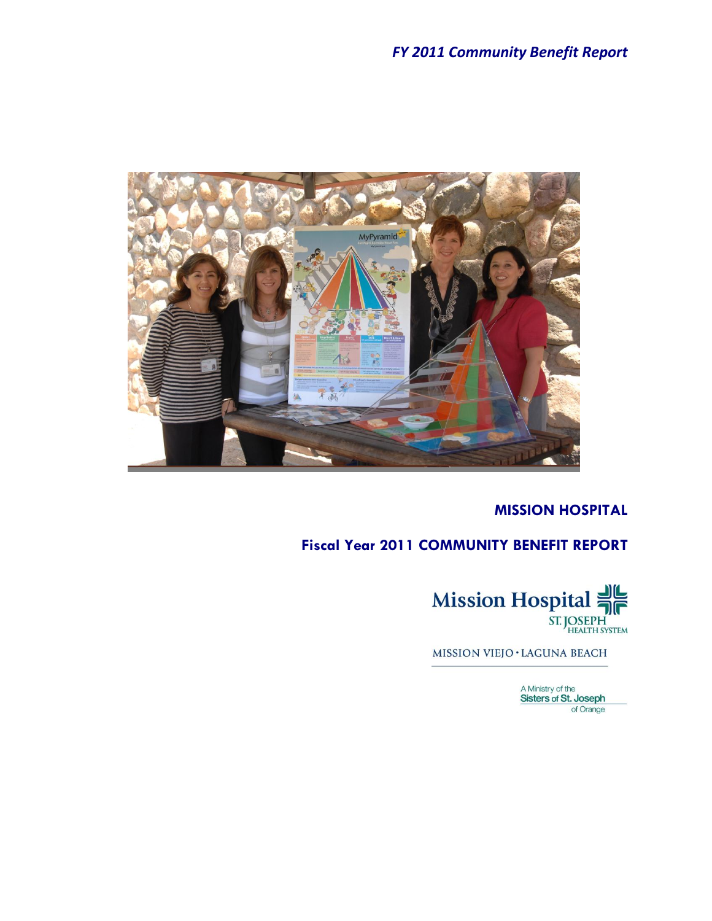*FY 2011 Community Benefit Report*

**MISSION HOSPITAL**

**Fiscal Year 2011 COMMUNITY BENEFIT REPORT**

Mission Hospital
ST. JOSEPH HEALTH SYSTEM

MISSION VIEJO • LAGUNA BEACH

A Ministry of the
Sisters of St. Joseph
of Orange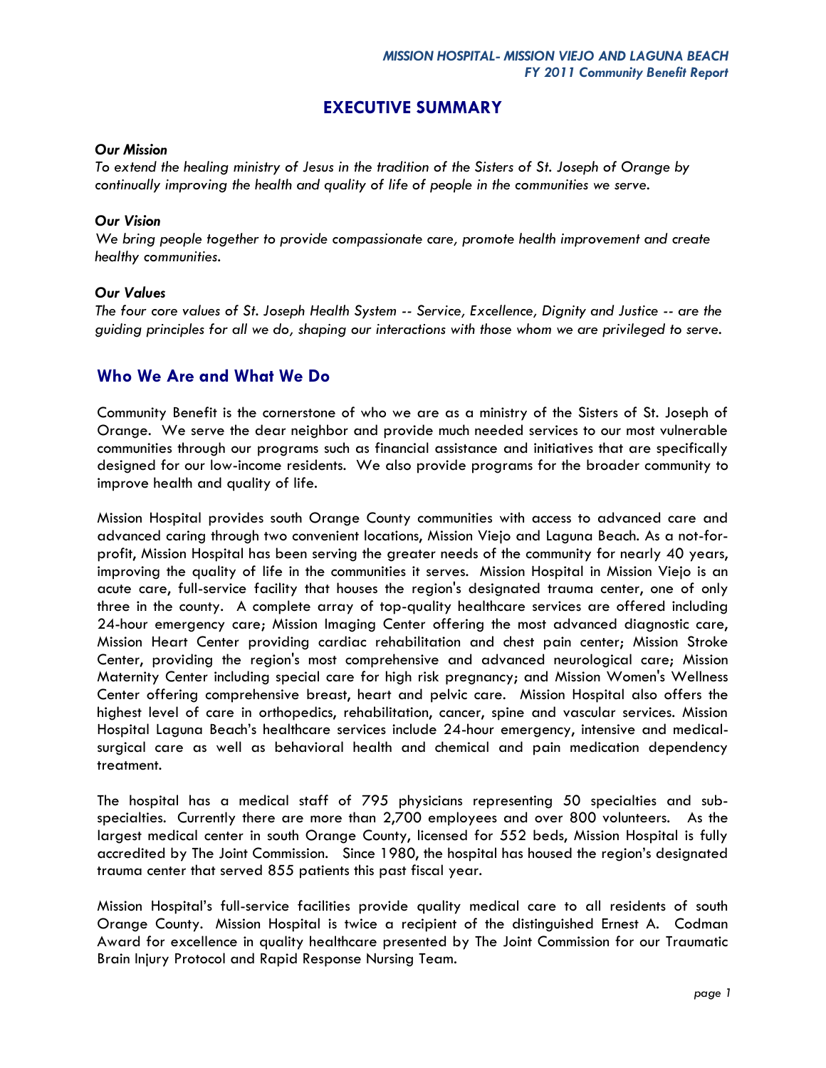# EXECUTIVE SUMMARY

***Our Mission***

*To extend the healing ministry of Jesus in the tradition of the Sisters of St. Joseph of Orange by continually improving the health and quality of life of people in the communities we serve.*

***Our Vision***

*We bring people together to provide compassionate care, promote health improvement and create healthy communities.*

***Our Values***

*The four core values of St. Joseph Health System -- Service, Excellence, Dignity and Justice -- are the guiding principles for all we do, shaping our interactions with those whom we are privileged to serve.*

## Who We Are and What We Do

Community Benefit is the cornerstone of who we are as a ministry of the Sisters of St. Joseph of Orange. We serve the dear neighbor and provide much needed services to our most vulnerable communities through our programs such as financial assistance and initiatives that are specifically designed for our low-income residents. We also provide programs for the broader community to improve health and quality of life.

Mission Hospital provides south Orange County communities with access to advanced care and advanced caring through two convenient locations, Mission Viejo and Laguna Beach. As a not-for-profit, Mission Hospital has been serving the greater needs of the community for nearly 40 years, improving the quality of life in the communities it serves. Mission Hospital in Mission Viejo is an acute care, full-service facility that houses the region's designated trauma center, one of only three in the county. A complete array of top-quality healthcare services are offered including 24-hour emergency care; Mission Imaging Center offering the most advanced diagnostic care, Mission Heart Center providing cardiac rehabilitation and chest pain center; Mission Stroke Center, providing the region's most comprehensive and advanced neurological care; Mission Maternity Center including special care for high risk pregnancy; and Mission Women's Wellness Center offering comprehensive breast, heart and pelvic care. Mission Hospital also offers the highest level of care in orthopedics, rehabilitation, cancer, spine and vascular services. Mission Hospital Laguna Beach's healthcare services include 24-hour emergency, intensive and medical-surgical care as well as behavioral health and chemical and pain medication dependency treatment.

The hospital has a medical staff of 795 physicians representing 50 specialties and sub-specialties. Currently there are more than 2,700 employees and over 800 volunteers. As the largest medical center in south Orange County, licensed for 552 beds, Mission Hospital is fully accredited by The Joint Commission. Since 1980, the hospital has housed the region's designated trauma center that served 855 patients this past fiscal year.

Mission Hospital's full-service facilities provide quality medical care to all residents of south Orange County. Mission Hospital is twice a recipient of the distinguished Ernest A. Codman Award for excellence in quality healthcare presented by The Joint Commission for our Traumatic Brain Injury Protocol and Rapid Response Nursing Team.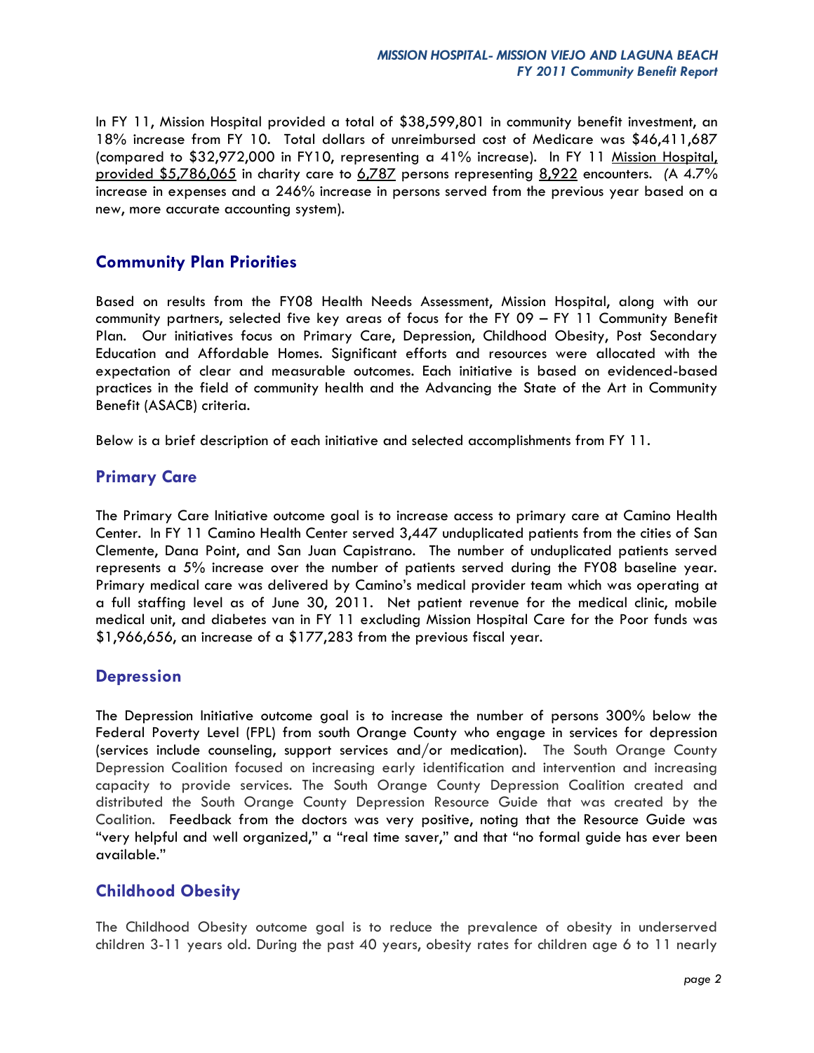In FY 11, Mission Hospital provided a total of $38,599,801 in community benefit investment, an 18% increase from FY 10. Total dollars of unreimbursed cost of Medicare was $46,411,687 (compared to $32,972,000 in FY10, representing a 41% increase). In FY 11 Mission Hospital, provided $5,786,065 in charity care to 6,787 persons representing 8,922 encounters. (A 4.7% increase in expenses and a 246% increase in persons served from the previous year based on a new, more accurate accounting system).

## Community Plan Priorities

Based on results from the FY08 Health Needs Assessment, Mission Hospital, along with our community partners, selected five key areas of focus for the FY 09 – FY 11 Community Benefit Plan. Our initiatives focus on Primary Care, Depression, Childhood Obesity, Post Secondary Education and Affordable Homes. Significant efforts and resources were allocated with the expectation of clear and measurable outcomes. Each initiative is based on evidenced-based practices in the field of community health and the Advancing the State of the Art in Community Benefit (ASACB) criteria.

Below is a brief description of each initiative and selected accomplishments from FY 11.

### Primary Care

The Primary Care Initiative outcome goal is to increase access to primary care at Camino Health Center. In FY 11 Camino Health Center served 3,447 unduplicated patients from the cities of San Clemente, Dana Point, and San Juan Capistrano. The number of unduplicated patients served represents a 5% increase over the number of patients served during the FY08 baseline year. Primary medical care was delivered by Camino's medical provider team which was operating at a full staffing level as of June 30, 2011. Net patient revenue for the medical clinic, mobile medical unit, and diabetes van in FY 11 excluding Mission Hospital Care for the Poor funds was $1,966,656, an increase of a $177,283 from the previous fiscal year.

### Depression

The Depression Initiative outcome goal is to increase the number of persons 300% below the Federal Poverty Level (FPL) from south Orange County who engage in services for depression (services include counseling, support services and/or medication). The South Orange County Depression Coalition focused on increasing early identification and intervention and increasing capacity to provide services. The South Orange County Depression Coalition created and distributed the South Orange County Depression Resource Guide that was created by the Coalition. Feedback from the doctors was very positive, noting that the Resource Guide was "very helpful and well organized," a "real time saver," and that "no formal guide has ever been available."

### Childhood Obesity

The Childhood Obesity outcome goal is to reduce the prevalence of obesity in underserved children 3-11 years old. During the past 40 years, obesity rates for children age 6 to 11 nearly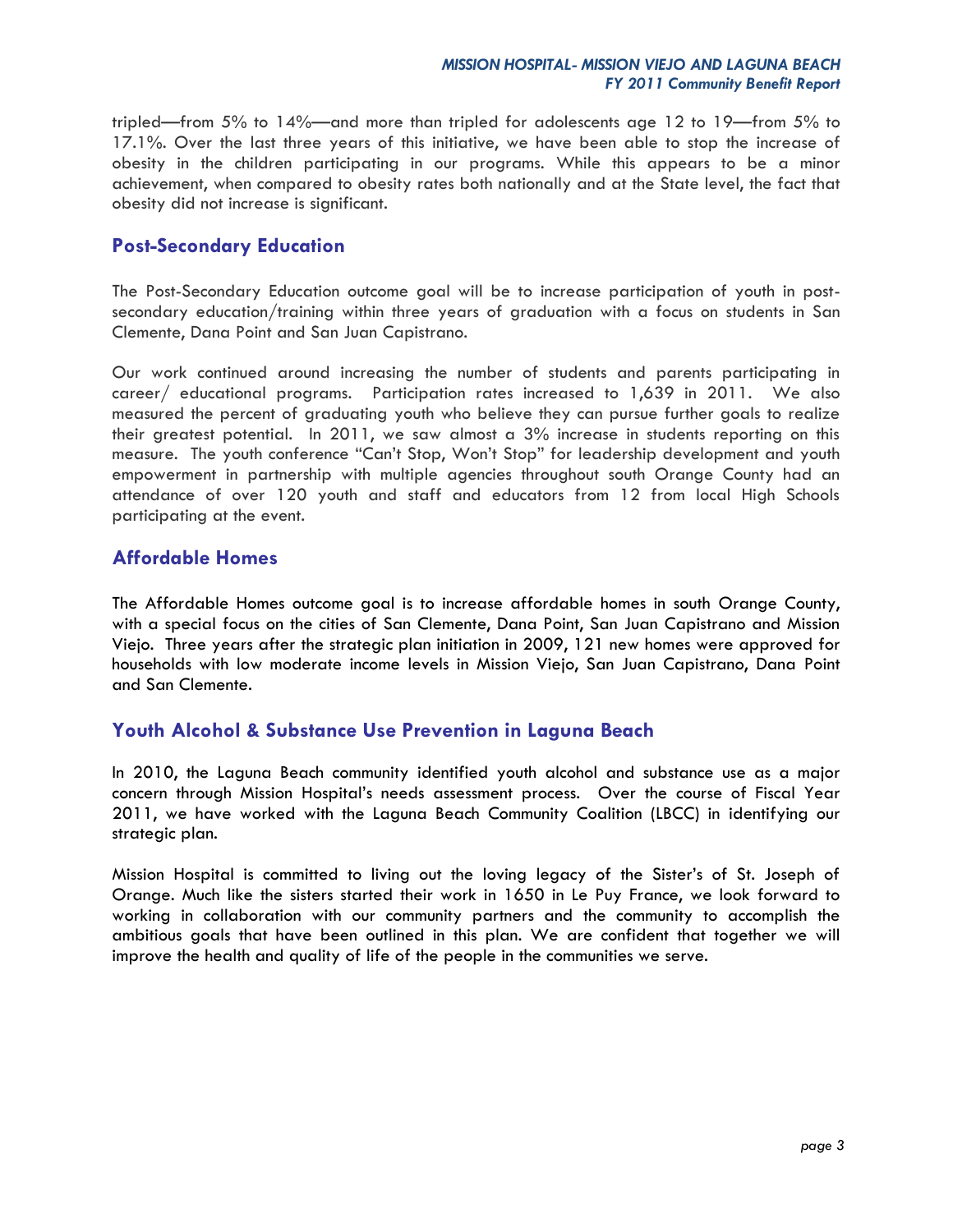tripled—from 5% to 14%—and more than tripled for adolescents age 12 to 19—from 5% to 17.1%. Over the last three years of this initiative, we have been able to stop the increase of obesity in the children participating in our programs. While this appears to be a minor achievement, when compared to obesity rates both nationally and at the State level, the fact that obesity did not increase is significant.

## Post-Secondary Education

The Post-Secondary Education outcome goal will be to increase participation of youth in post-secondary education/training within three years of graduation with a focus on students in San Clemente, Dana Point and San Juan Capistrano.

Our work continued around increasing the number of students and parents participating in career/ educational programs. Participation rates increased to 1,639 in 2011. We also measured the percent of graduating youth who believe they can pursue further goals to realize their greatest potential. In 2011, we saw almost a 3% increase in students reporting on this measure. The youth conference "Can't Stop, Won't Stop" for leadership development and youth empowerment in partnership with multiple agencies throughout south Orange County had an attendance of over 120 youth and staff and educators from 12 from local High Schools participating at the event.

## Affordable Homes

The Affordable Homes outcome goal is to increase affordable homes in south Orange County, with a special focus on the cities of San Clemente, Dana Point, San Juan Capistrano and Mission Viejo. Three years after the strategic plan initiation in 2009, 121 new homes were approved for households with low moderate income levels in Mission Viejo, San Juan Capistrano, Dana Point and San Clemente.

## Youth Alcohol & Substance Use Prevention in Laguna Beach

In 2010, the Laguna Beach community identified youth alcohol and substance use as a major concern through Mission Hospital's needs assessment process. Over the course of Fiscal Year 2011, we have worked with the Laguna Beach Community Coalition (LBCC) in identifying our strategic plan.

Mission Hospital is committed to living out the loving legacy of the Sister's of St. Joseph of Orange. Much like the sisters started their work in 1650 in Le Puy France, we look forward to working in collaboration with our community partners and the community to accomplish the ambitious goals that have been outlined in this plan. We are confident that together we will improve the health and quality of life of the people in the communities we serve.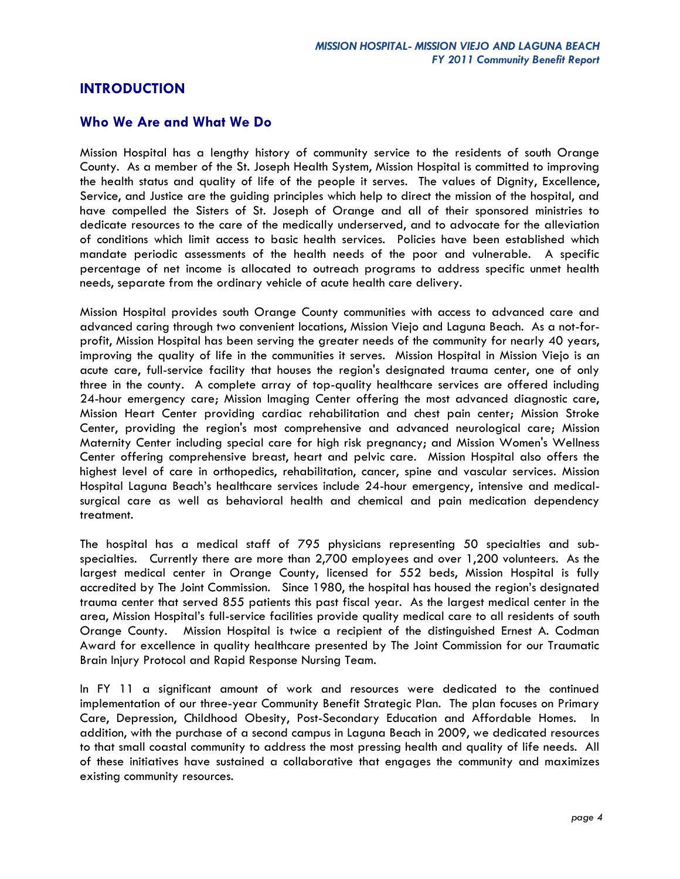## INTRODUCTION

### Who We Are and What We Do

Mission Hospital has a lengthy history of community service to the residents of south Orange County. As a member of the St. Joseph Health System, Mission Hospital is committed to improving the health status and quality of life of the people it serves. The values of Dignity, Excellence, Service, and Justice are the guiding principles which help to direct the mission of the hospital, and have compelled the Sisters of St. Joseph of Orange and all of their sponsored ministries to dedicate resources to the care of the medically underserved, and to advocate for the alleviation of conditions which limit access to basic health services. Policies have been established which mandate periodic assessments of the health needs of the poor and vulnerable. A specific percentage of net income is allocated to outreach programs to address specific unmet health needs, separate from the ordinary vehicle of acute health care delivery.

Mission Hospital provides south Orange County communities with access to advanced care and advanced caring through two convenient locations, Mission Viejo and Laguna Beach. As a not-for-profit, Mission Hospital has been serving the greater needs of the community for nearly 40 years, improving the quality of life in the communities it serves. Mission Hospital in Mission Viejo is an acute care, full-service facility that houses the region's designated trauma center, one of only three in the county. A complete array of top-quality healthcare services are offered including 24-hour emergency care; Mission Imaging Center offering the most advanced diagnostic care, Mission Heart Center providing cardiac rehabilitation and chest pain center; Mission Stroke Center, providing the region's most comprehensive and advanced neurological care; Mission Maternity Center including special care for high risk pregnancy; and Mission Women's Wellness Center offering comprehensive breast, heart and pelvic care. Mission Hospital also offers the highest level of care in orthopedics, rehabilitation, cancer, spine and vascular services. Mission Hospital Laguna Beach's healthcare services include 24-hour emergency, intensive and medical-surgical care as well as behavioral health and chemical and pain medication dependency treatment.

The hospital has a medical staff of 795 physicians representing 50 specialties and sub-specialties. Currently there are more than 2,700 employees and over 1,200 volunteers. As the largest medical center in Orange County, licensed for 552 beds, Mission Hospital is fully accredited by The Joint Commission. Since 1980, the hospital has housed the region's designated trauma center that served 855 patients this past fiscal year. As the largest medical center in the area, Mission Hospital's full-service facilities provide quality medical care to all residents of south Orange County. Mission Hospital is twice a recipient of the distinguished Ernest A. Codman Award for excellence in quality healthcare presented by The Joint Commission for our Traumatic Brain Injury Protocol and Rapid Response Nursing Team.

In FY 11 a significant amount of work and resources were dedicated to the continued implementation of our three-year Community Benefit Strategic Plan. The plan focuses on Primary Care, Depression, Childhood Obesity, Post-Secondary Education and Affordable Homes. In addition, with the purchase of a second campus in Laguna Beach in 2009, we dedicated resources to that small coastal community to address the most pressing health and quality of life needs. All of these initiatives have sustained a collaborative that engages the community and maximizes existing community resources.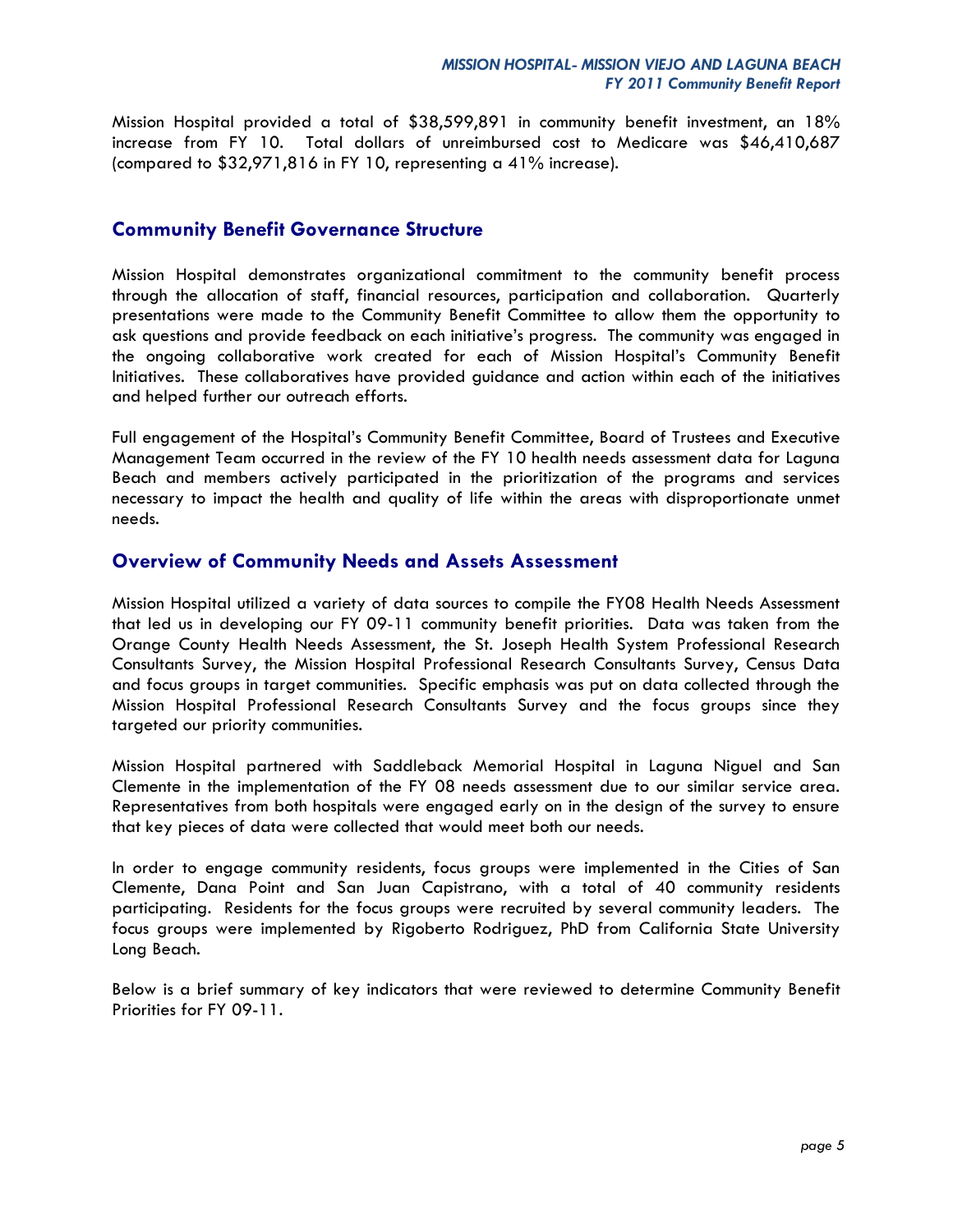Mission Hospital provided a total of $38,599,891 in community benefit investment, an 18% increase from FY 10. Total dollars of unreimbursed cost to Medicare was $46,410,687 (compared to $32,971,816 in FY 10, representing a 41% increase).

## Community Benefit Governance Structure

Mission Hospital demonstrates organizational commitment to the community benefit process through the allocation of staff, financial resources, participation and collaboration. Quarterly presentations were made to the Community Benefit Committee to allow them the opportunity to ask questions and provide feedback on each initiative's progress. The community was engaged in the ongoing collaborative work created for each of Mission Hospital's Community Benefit Initiatives. These collaboratives have provided guidance and action within each of the initiatives and helped further our outreach efforts.

Full engagement of the Hospital's Community Benefit Committee, Board of Trustees and Executive Management Team occurred in the review of the FY 10 health needs assessment data for Laguna Beach and members actively participated in the prioritization of the programs and services necessary to impact the health and quality of life within the areas with disproportionate unmet needs.

## Overview of Community Needs and Assets Assessment

Mission Hospital utilized a variety of data sources to compile the FY08 Health Needs Assessment that led us in developing our FY 09-11 community benefit priorities. Data was taken from the Orange County Health Needs Assessment, the St. Joseph Health System Professional Research Consultants Survey, the Mission Hospital Professional Research Consultants Survey, Census Data and focus groups in target communities. Specific emphasis was put on data collected through the Mission Hospital Professional Research Consultants Survey and the focus groups since they targeted our priority communities.

Mission Hospital partnered with Saddleback Memorial Hospital in Laguna Niguel and San Clemente in the implementation of the FY 08 needs assessment due to our similar service area. Representatives from both hospitals were engaged early on in the design of the survey to ensure that key pieces of data were collected that would meet both our needs.

In order to engage community residents, focus groups were implemented in the Cities of San Clemente, Dana Point and San Juan Capistrano, with a total of 40 community residents participating. Residents for the focus groups were recruited by several community leaders. The focus groups were implemented by Rigoberto Rodriguez, PhD from California State University Long Beach.

Below is a brief summary of key indicators that were reviewed to determine Community Benefit Priorities for FY 09-11.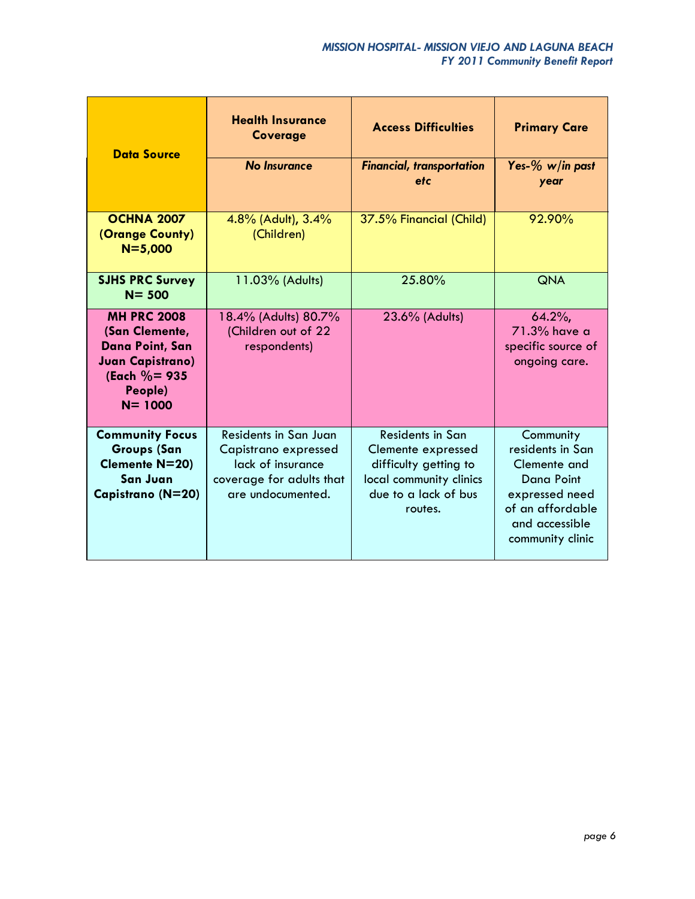| Data Source | Health Insurance Coverage | Access Difficulties | Primary Care |
|---|---|---|---|
| | *No Insurance* | *Financial, transportation etc* | *Yes-% w/in past year* |
| **OCHNA 2007 (Orange County) N=5,000** | 4.8% (Adult), 3.4% (Children) | 37.5% Financial (Child) | 92.90% |
| **SJHS PRC Survey N= 500** | 11.03% (Adults) | 25.80% | QNA |
| **MH PRC 2008 (San Clemente, Dana Point, San Juan Capistrano) (Each %= 935 People) N= 1000** | 18.4% (Adults) 80.7% (Children out of 22 respondents) | 23.6% (Adults) | 64.2%, 71.3% have a specific source of ongoing care. |
| **Community Focus Groups (San Clemente N=20) San Juan Capistrano (N=20)** | Residents in San Juan Capistrano expressed lack of insurance coverage for adults that are undocumented. | Residents in San Clemente expressed difficulty getting to local community clinics due to a lack of bus routes. | Community residents in San Clemente and Dana Point expressed need of an affordable and accessible community clinic |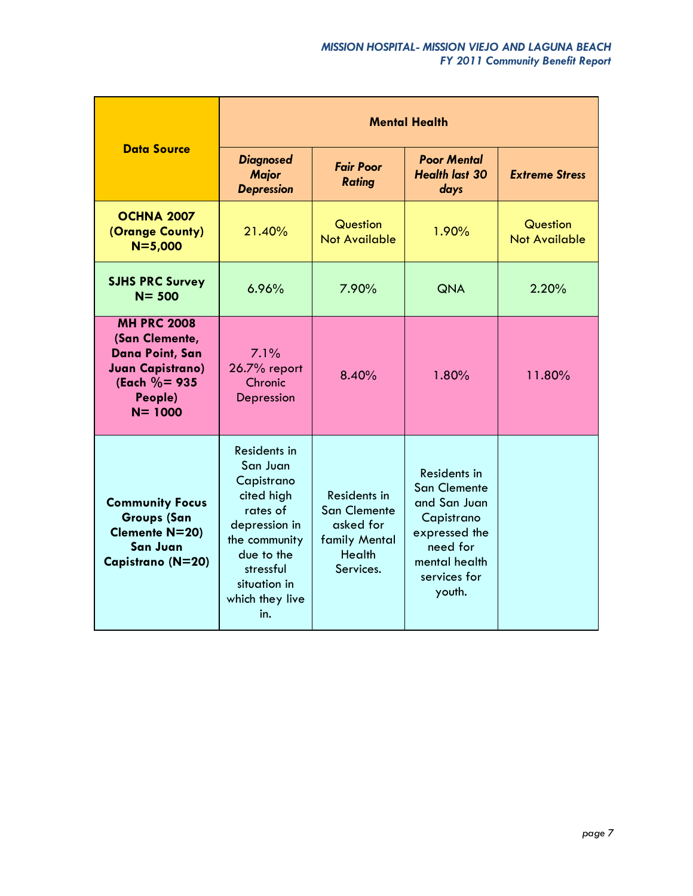| Data Source | Mental Health | | | |
|---|---|---|---|---|
| | ***Diagnosed Major Depression*** | ***Fair Poor Rating*** | ***Poor Mental Health last 30 days*** | ***Extreme Stress*** |
| **OCHNA 2007 (Orange County) N=5,000** | 21.40% | Question Not Available | 1.90% | Question Not Available |
| **SJHS PRC Survey N= 500** | 6.96% | 7.90% | QNA | 2.20% |
| **MH PRC 2008 (San Clemente, Dana Point, San Juan Capistrano) (Each %= 935 People) N= 1000** | 7.1% 26.7% report Chronic Depression | 8.40% | 1.80% | 11.80% |
| **Community Focus Groups (San Clemente N=20) San Juan Capistrano (N=20)** | Residents in San Juan Capistrano cited high rates of depression in the community due to the stressful situation in which they live in. | Residents in San Clemente asked for family Mental Health Services. | Residents in San Clemente and San Juan Capistrano expressed the need for mental health services for youth. | |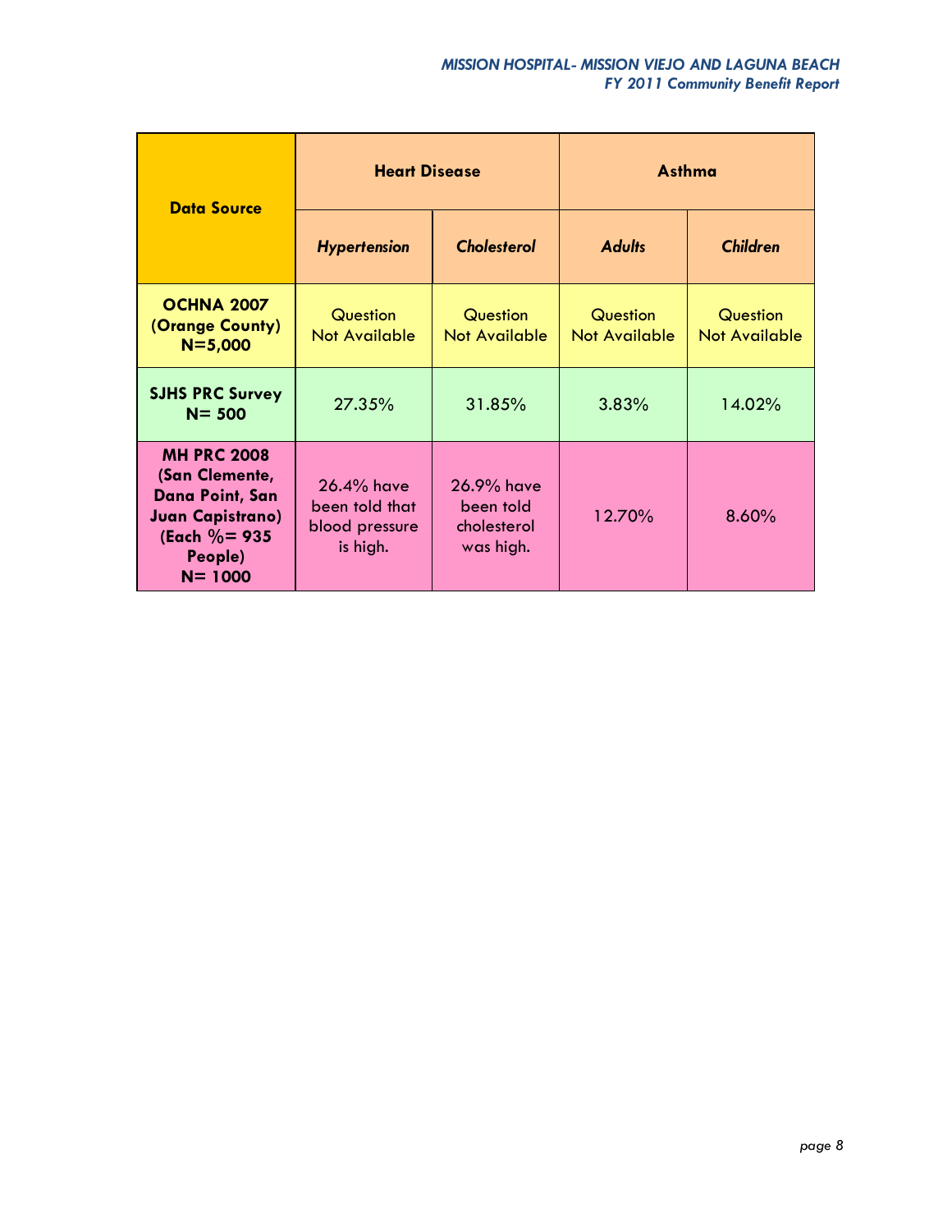| Data Source | Heart Disease | | Asthma | |
|---|---|---|---|---|
| | *Hypertension* | *Cholesterol* | *Adults* | *Children* |
| **OCHNA 2007 (Orange County) N=5,000** | Question Not Available | Question Not Available | Question Not Available | Question Not Available |
| **SJHS PRC Survey N= 500** | 27.35% | 31.85% | 3.83% | 14.02% |
| **MH PRC 2008 (San Clemente, Dana Point, San Juan Capistrano) (Each %= 935 People) N= 1000** | 26.4% have been told that blood pressure is high. | 26.9% have been told cholesterol was high. | 12.70% | 8.60% |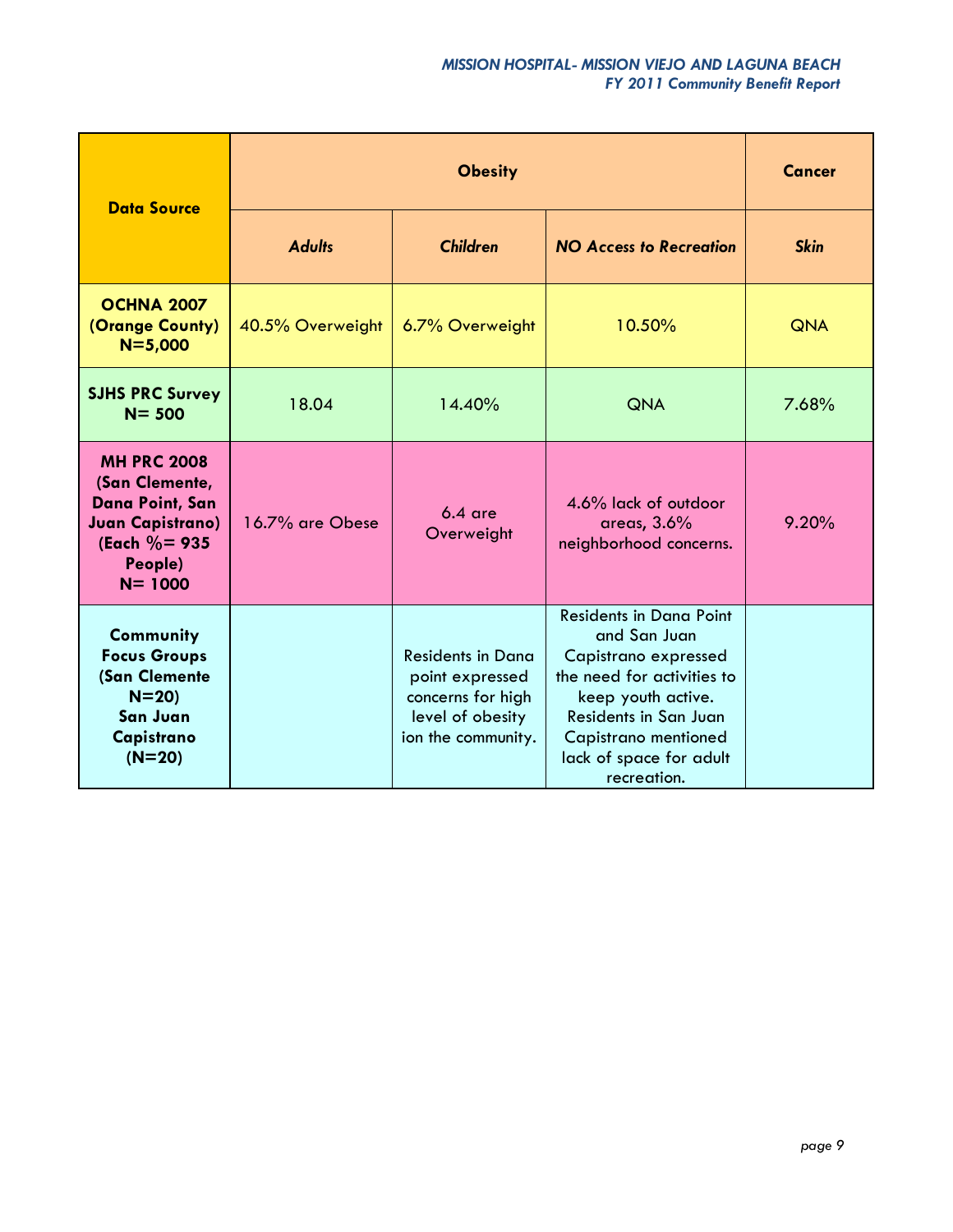| Data Source | Obesity | | | Cancer |
|---|---|---|---|---|
| | ***Adults*** | ***Children*** | ***NO Access to Recreation*** | ***Skin*** |
| **OCHNA 2007 (Orange County) N=5,000** | 40.5% Overweight | 6.7% Overweight | 10.50% | QNA |
| **SJHS PRC Survey N= 500** | 18.04 | 14.40% | QNA | 7.68% |
| **MH PRC 2008 (San Clemente, Dana Point, San Juan Capistrano) (Each %= 935 People) N= 1000** | 16.7% are Obese | 6.4 are Overweight | 4.6% lack of outdoor areas, 3.6% neighborhood concerns. | 9.20% |
| **Community Focus Groups (San Clemente N=20) San Juan Capistrano (N=20)** | | Residents in Dana point expressed concerns for high level of obesity ion the community. | Residents in Dana Point and San Juan Capistrano expressed the need for activities to keep youth active. Residents in San Juan Capistrano mentioned lack of space for adult recreation. | |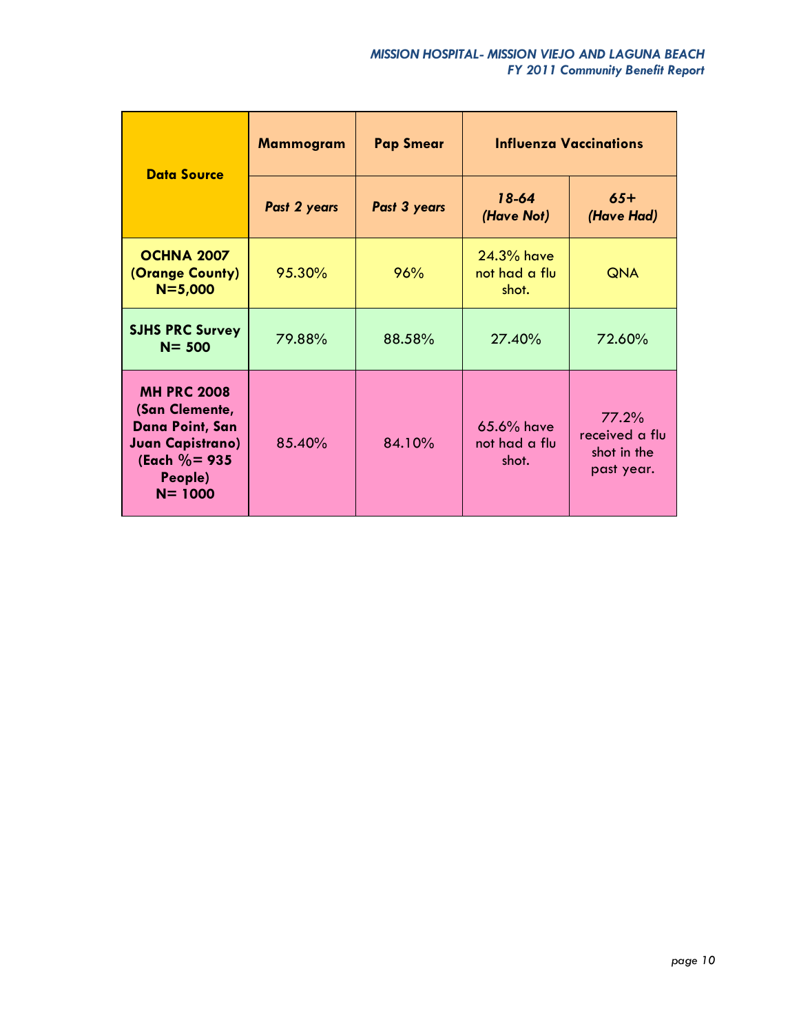| Data Source | Mammogram | Pap Smear | Influenza Vaccinations | |
|---|---|---|---|---|
| | *Past 2 years* | *Past 3 years* | *18-64 (Have Not)* | *65+ (Have Had)* |
| **OCHNA 2007 (Orange County) N=5,000** | 95.30% | 96% | 24.3% have not had a flu shot. | QNA |
| **SJHS PRC Survey N= 500** | 79.88% | 88.58% | 27.40% | 72.60% |
| **MH PRC 2008 (San Clemente, Dana Point, San Juan Capistrano) (Each %= 935 People) N= 1000** | 85.40% | 84.10% | 65.6% have not had a flu shot. | 77.2% received a flu shot in the past year. |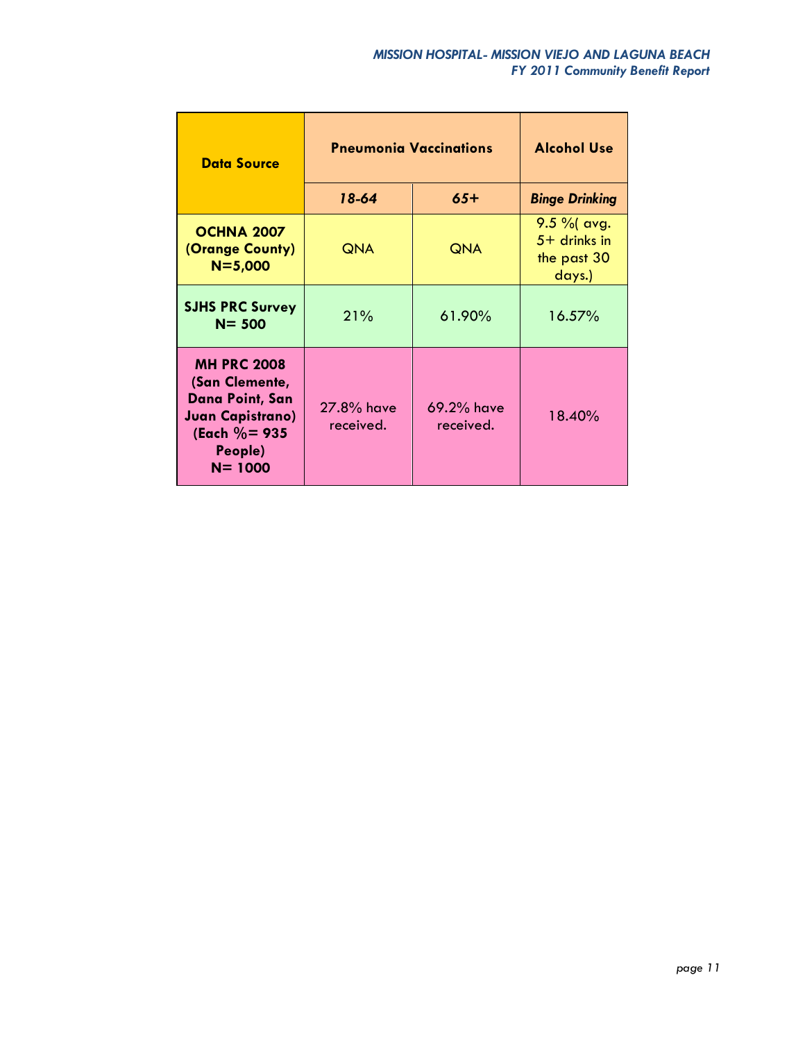| **Data Source** | **Pneumonia Vaccinations** | | **Alcohol Use** |
|---|---|---|---|
| | ***18-64*** | ***65+*** | ***Binge Drinking*** |
| **OCHNA 2007 (Orange County) N=5,000** | QNA | QNA | 9.5 %( avg. 5+ drinks in the past 30 days.) |
| **SJHS PRC Survey N= 500** | 21% | 61.90% | 16.57% |
| **MH PRC 2008 (San Clemente, Dana Point, San Juan Capistrano) (Each %= 935 People) N= 1000** | 27.8% have received. | 69.2% have received. | 18.40% |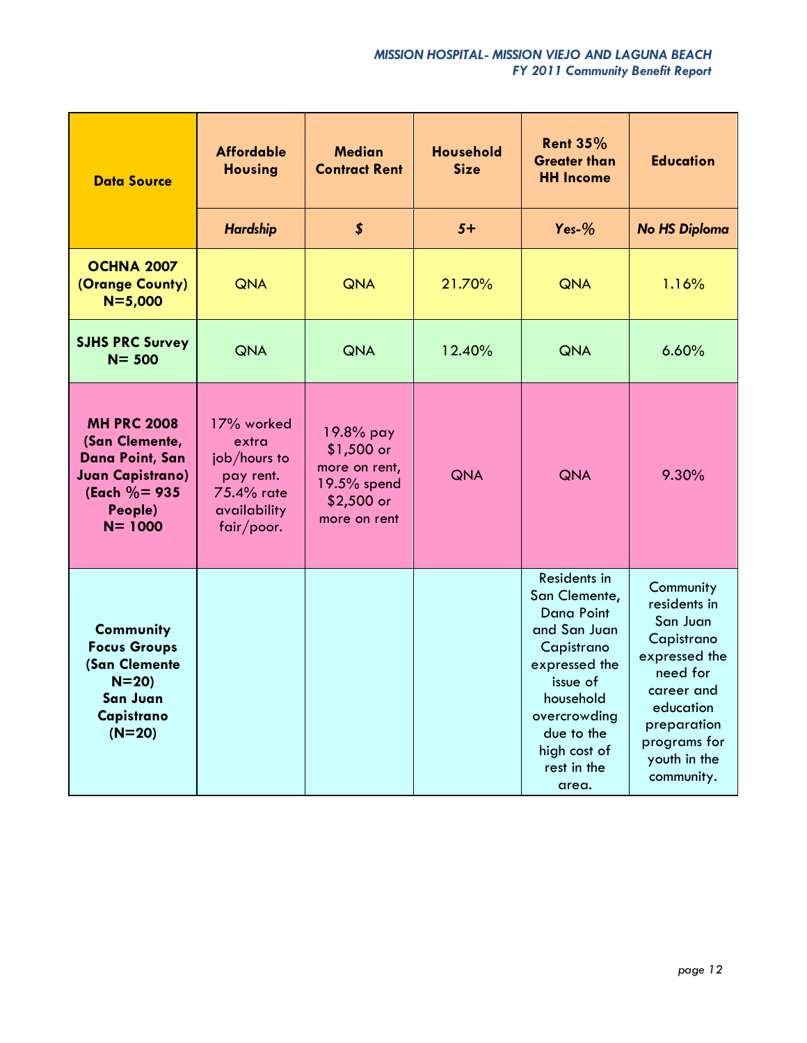| Data Source | Affordable Housing | Median Contract Rent | Household Size | Rent 35% Greater than HH Income | Education |
|---|---|---|---|---|---|
| | *Hardship* | *$* | *5+* | *Yes-%* | *No HS Diploma* |
| **OCHNA 2007 (Orange County) N=5,000** | QNA | QNA | 21.70% | QNA | 1.16% |
| **SJHS PRC Survey N= 500** | QNA | QNA | 12.40% | QNA | 6.60% |
| **MH PRC 2008 (San Clemente, Dana Point, San Juan Capistrano) (Each %= 935 People) N= 1000** | 17% worked extra job/hours to pay rent. 75.4% rate availability fair/poor. | 19.8% pay $1,500 or more on rent, 19.5% spend $2,500 or more on rent | QNA | QNA | 9.30% |
| **Community Focus Groups (San Clemente N=20) San Juan Capistrano (N=20)** | | | | Residents in San Clemente, Dana Point and San Juan Capistrano expressed the issue of household overcrowding due to the high cost of rest in the area. | Community residents in San Juan Capistrano expressed the need for career and education preparation programs for youth in the community. |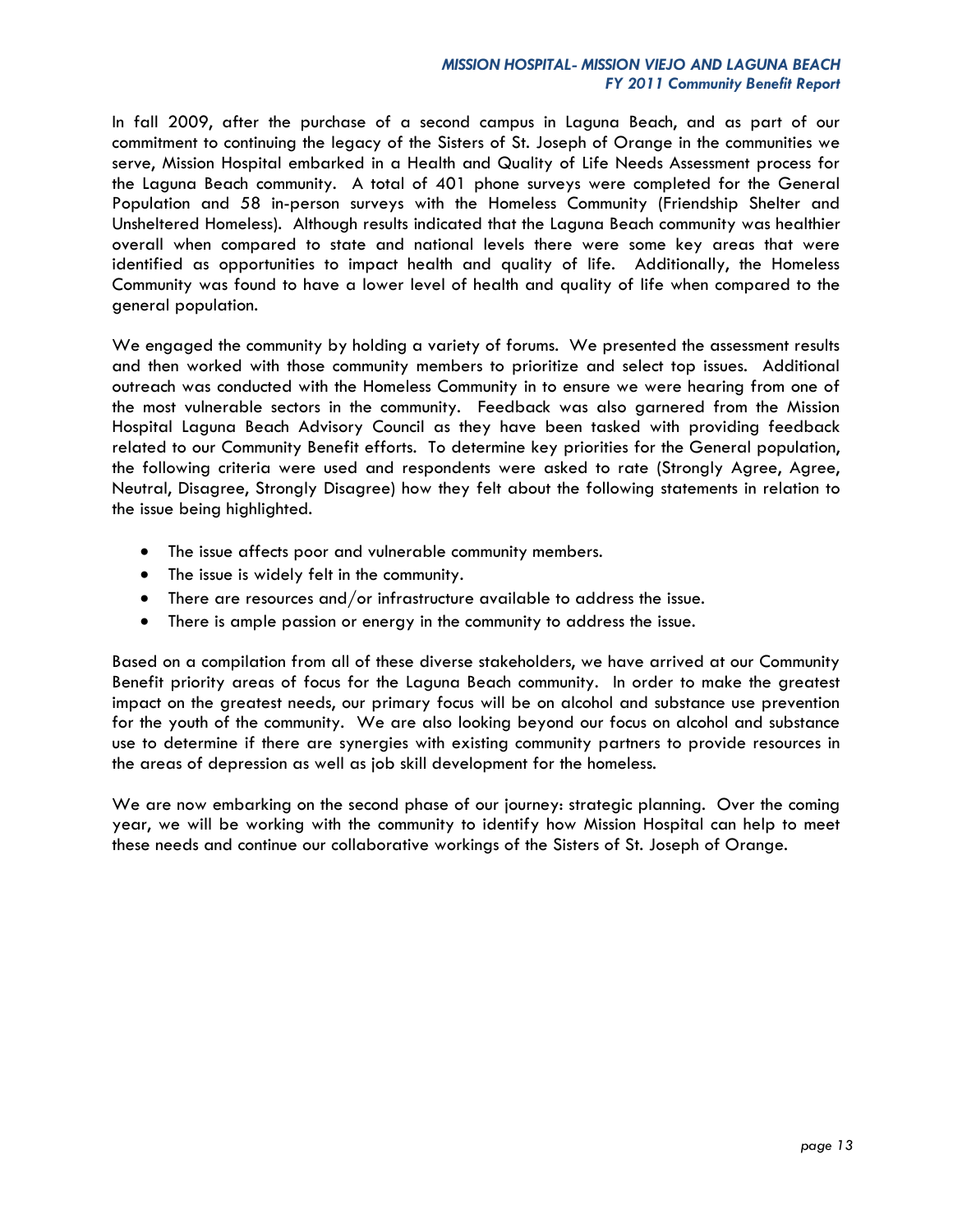In fall 2009, after the purchase of a second campus in Laguna Beach, and as part of our commitment to continuing the legacy of the Sisters of St. Joseph of Orange in the communities we serve, Mission Hospital embarked in a Health and Quality of Life Needs Assessment process for the Laguna Beach community. A total of 401 phone surveys were completed for the General Population and 58 in-person surveys with the Homeless Community (Friendship Shelter and Unsheltered Homeless). Although results indicated that the Laguna Beach community was healthier overall when compared to state and national levels there were some key areas that were identified as opportunities to impact health and quality of life. Additionally, the Homeless Community was found to have a lower level of health and quality of life when compared to the general population.

We engaged the community by holding a variety of forums. We presented the assessment results and then worked with those community members to prioritize and select top issues. Additional outreach was conducted with the Homeless Community in to ensure we were hearing from one of the most vulnerable sectors in the community. Feedback was also garnered from the Mission Hospital Laguna Beach Advisory Council as they have been tasked with providing feedback related to our Community Benefit efforts. To determine key priorities for the General population, the following criteria were used and respondents were asked to rate (Strongly Agree, Agree, Neutral, Disagree, Strongly Disagree) how they felt about the following statements in relation to the issue being highlighted.

- The issue affects poor and vulnerable community members.
- The issue is widely felt in the community.
- There are resources and/or infrastructure available to address the issue.
- There is ample passion or energy in the community to address the issue.

Based on a compilation from all of these diverse stakeholders, we have arrived at our Community Benefit priority areas of focus for the Laguna Beach community. In order to make the greatest impact on the greatest needs, our primary focus will be on alcohol and substance use prevention for the youth of the community. We are also looking beyond our focus on alcohol and substance use to determine if there are synergies with existing community partners to provide resources in the areas of depression as well as job skill development for the homeless.

We are now embarking on the second phase of our journey: strategic planning. Over the coming year, we will be working with the community to identify how Mission Hospital can help to meet these needs and continue our collaborative workings of the Sisters of St. Joseph of Orange.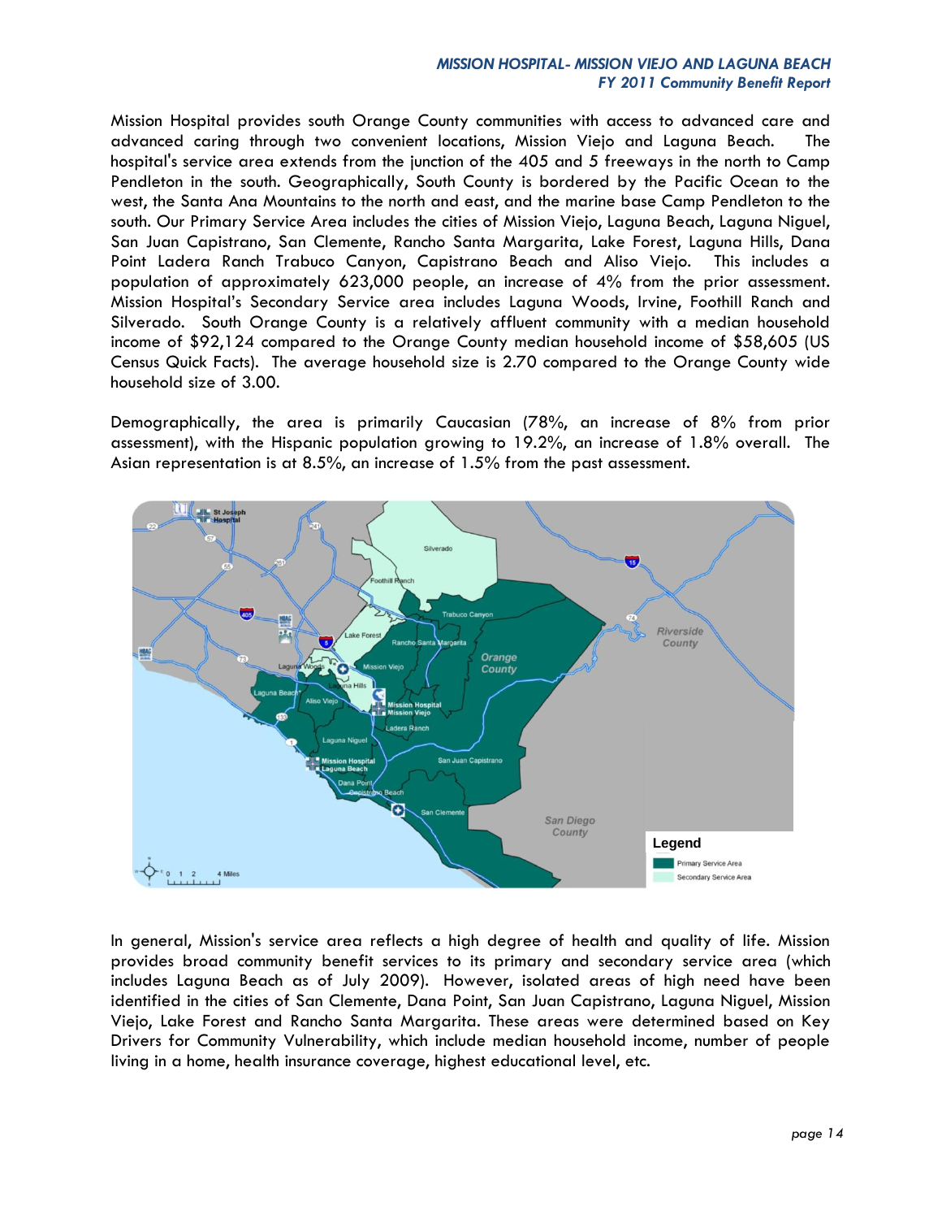Mission Hospital provides south Orange County communities with access to advanced care and advanced caring through two convenient locations, Mission Viejo and Laguna Beach. The hospital's service area extends from the junction of the 405 and 5 freeways in the north to Camp Pendleton in the south. Geographically, South County is bordered by the Pacific Ocean to the west, the Santa Ana Mountains to the north and east, and the marine base Camp Pendleton to the south. Our Primary Service Area includes the cities of Mission Viejo, Laguna Beach, Laguna Niguel, San Juan Capistrano, San Clemente, Rancho Santa Margarita, Lake Forest, Laguna Hills, Dana Point Ladera Ranch Trabuco Canyon, Capistrano Beach and Aliso Viejo. This includes a population of approximately 623,000 people, an increase of 4% from the prior assessment. Mission Hospital's Secondary Service area includes Laguna Woods, Irvine, Foothill Ranch and Silverado. South Orange County is a relatively affluent community with a median household income of $92,124 compared to the Orange County median household income of $58,605 (US Census Quick Facts). The average household size is 2.70 compared to the Orange County wide household size of 3.00.

Demographically, the area is primarily Caucasian (78%, an increase of 8% from prior assessment), with the Hispanic population growing to 19.2%, an increase of 1.8% overall. The Asian representation is at 8.5%, an increase of 1.5% from the past assessment.

In general, Mission's service area reflects a high degree of health and quality of life. Mission provides broad community benefit services to its primary and secondary service area (which includes Laguna Beach as of July 2009). However, isolated areas of high need have been identified in the cities of San Clemente, Dana Point, San Juan Capistrano, Laguna Niguel, Mission Viejo, Lake Forest and Rancho Santa Margarita. These areas were determined based on Key Drivers for Community Vulnerability, which include median household income, number of people living in a home, health insurance coverage, highest educational level, etc.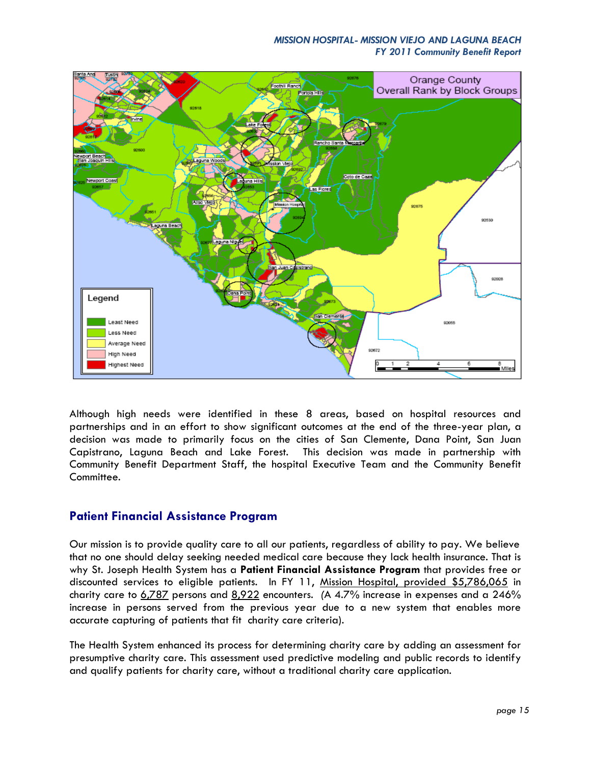Although high needs were identified in these 8 areas, based on hospital resources and partnerships and in an effort to show significant outcomes at the end of the three-year plan, a decision was made to primarily focus on the cities of San Clemente, Dana Point, San Juan Capistrano, Laguna Beach and Lake Forest. This decision was made in partnership with Community Benefit Department Staff, the hospital Executive Team and the Community Benefit Committee.

## Patient Financial Assistance Program

Our mission is to provide quality care to all our patients, regardless of ability to pay. We believe that no one should delay seeking needed medical care because they lack health insurance. That is why St. Joseph Health System has a **Patient Financial Assistance Program** that provides free or discounted services to eligible patients. In FY 11, Mission Hospital, provided $5,786,065 in charity care to 6,787 persons and 8,922 encounters. (A 4.7% increase in expenses and a 246% increase in persons served from the previous year due to a new system that enables more accurate capturing of patients that fit charity care criteria).

The Health System enhanced its process for determining charity care by adding an assessment for presumptive charity care. This assessment used predictive modeling and public records to identify and qualify patients for charity care, without a traditional charity care application.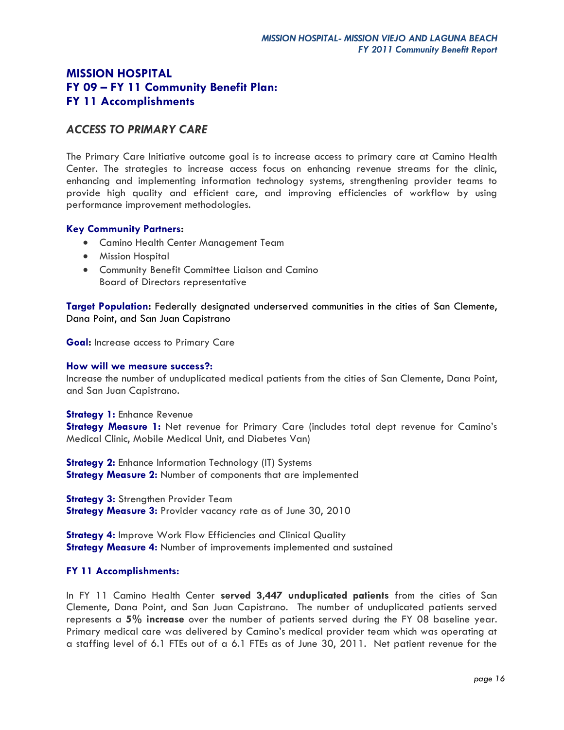# MISSION HOSPITAL
# FY 09 – FY 11 Community Benefit Plan:
# FY 11 Accomplishments

## *ACCESS TO PRIMARY CARE*

The Primary Care Initiative outcome goal is to increase access to primary care at Camino Health Center. The strategies to increase access focus on enhancing revenue streams for the clinic, enhancing and implementing information technology systems, strengthening provider teams to provide high quality and efficient care, and improving efficiencies of workflow by using performance improvement methodologies.

**Key Community Partners:**

- Camino Health Center Management Team
- Mission Hospital
- Community Benefit Committee Liaison and Camino Board of Directors representative

**Target Population:** Federally designated underserved communities in the cities of San Clemente, Dana Point, and San Juan Capistrano

**Goal:** Increase access to Primary Care

**How will we measure success?:**
Increase the number of unduplicated medical patients from the cities of San Clemente, Dana Point, and San Juan Capistrano.

**Strategy 1:** Enhance Revenue
**Strategy Measure 1:** Net revenue for Primary Care (includes total dept revenue for Camino's Medical Clinic, Mobile Medical Unit, and Diabetes Van)

**Strategy 2:** Enhance Information Technology (IT) Systems
**Strategy Measure 2:** Number of components that are implemented

**Strategy 3:** Strengthen Provider Team
**Strategy Measure 3:** Provider vacancy rate as of June 30, 2010

**Strategy 4:** Improve Work Flow Efficiencies and Clinical Quality
**Strategy Measure 4:** Number of improvements implemented and sustained

**FY 11 Accomplishments:**

In FY 11 Camino Health Center **served 3,447 unduplicated patients** from the cities of San Clemente, Dana Point, and San Juan Capistrano. The number of unduplicated patients served represents a **5% increase** over the number of patients served during the FY 08 baseline year. Primary medical care was delivered by Camino's medical provider team which was operating at a staffing level of 6.1 FTEs out of a 6.1 FTEs as of June 30, 2011. Net patient revenue for the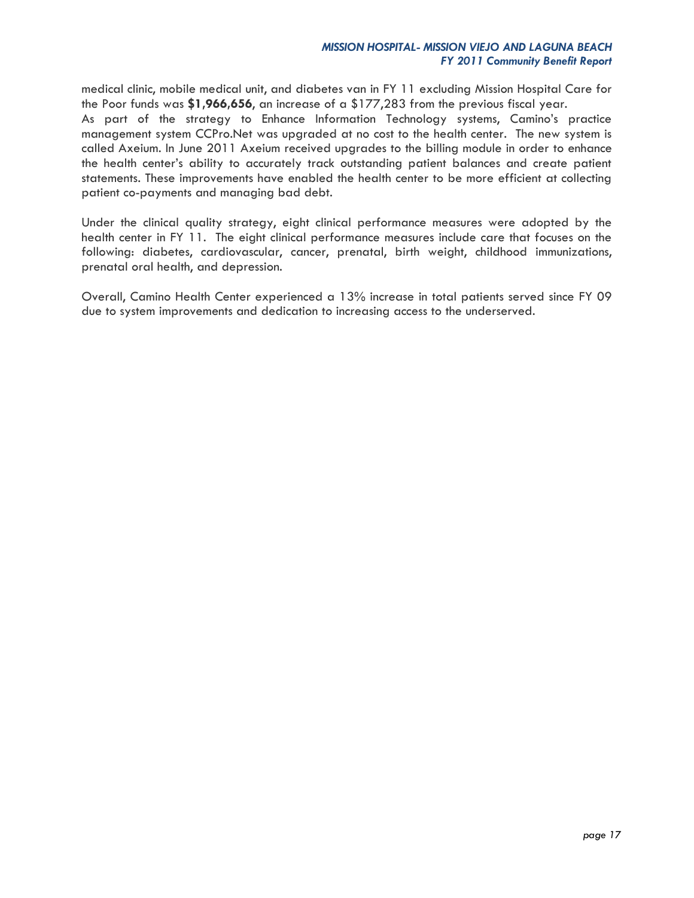medical clinic, mobile medical unit, and diabetes van in FY 11 excluding Mission Hospital Care for the Poor funds was **$1,966,656**, an increase of a $177,283 from the previous fiscal year.
As part of the strategy to Enhance Information Technology systems, Camino's practice management system CCPro.Net was upgraded at no cost to the health center. The new system is called Axeium. In June 2011 Axeium received upgrades to the billing module in order to enhance the health center's ability to accurately track outstanding patient balances and create patient statements. These improvements have enabled the health center to be more efficient at collecting patient co-payments and managing bad debt.

Under the clinical quality strategy, eight clinical performance measures were adopted by the health center in FY 11. The eight clinical performance measures include care that focuses on the following: diabetes, cardiovascular, cancer, prenatal, birth weight, childhood immunizations, prenatal oral health, and depression.

Overall, Camino Health Center experienced a 13% increase in total patients served since FY 09 due to system improvements and dedication to increasing access to the underserved.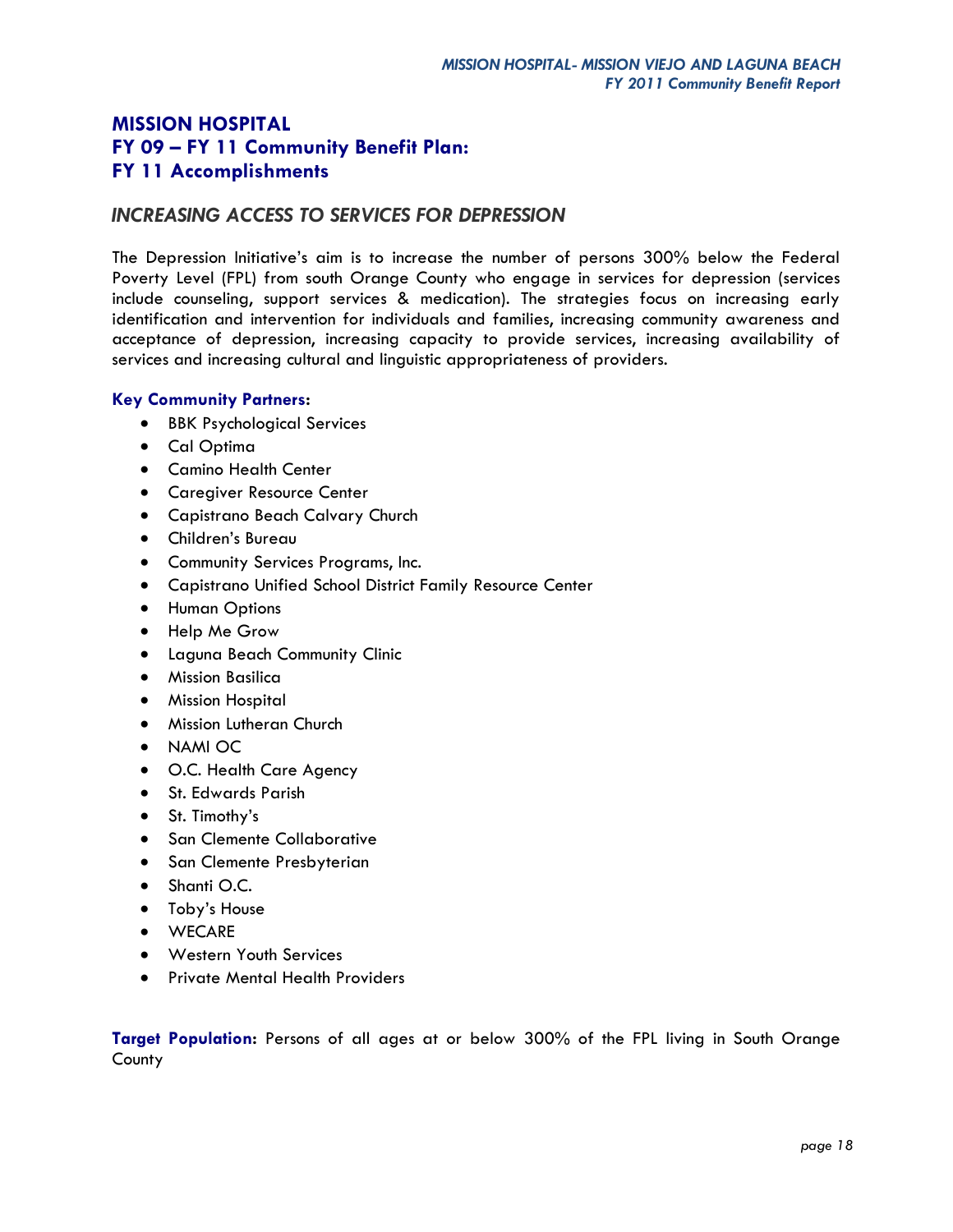# MISSION HOSPITAL
# FY 09 – FY 11 Community Benefit Plan:
# FY 11 Accomplishments

## *INCREASING ACCESS TO SERVICES FOR DEPRESSION*

The Depression Initiative's aim is to increase the number of persons 300% below the Federal Poverty Level (FPL) from south Orange County who engage in services for depression (services include counseling, support services & medication). The strategies focus on increasing early identification and intervention for individuals and families, increasing community awareness and acceptance of depression, increasing capacity to provide services, increasing availability of services and increasing cultural and linguistic appropriateness of providers.

**Key Community Partners:**

- BBK Psychological Services
- Cal Optima
- Camino Health Center
- Caregiver Resource Center
- Capistrano Beach Calvary Church
- Children's Bureau
- Community Services Programs, Inc.
- Capistrano Unified School District Family Resource Center
- Human Options
- Help Me Grow
- Laguna Beach Community Clinic
- Mission Basilica
- Mission Hospital
- Mission Lutheran Church
- NAMI OC
- O.C. Health Care Agency
- St. Edwards Parish
- St. Timothy's
- San Clemente Collaborative
- San Clemente Presbyterian
- Shanti O.C.
- Toby's House
- WECARE
- Western Youth Services
- Private Mental Health Providers

**Target Population:** Persons of all ages at or below 300% of the FPL living in South Orange County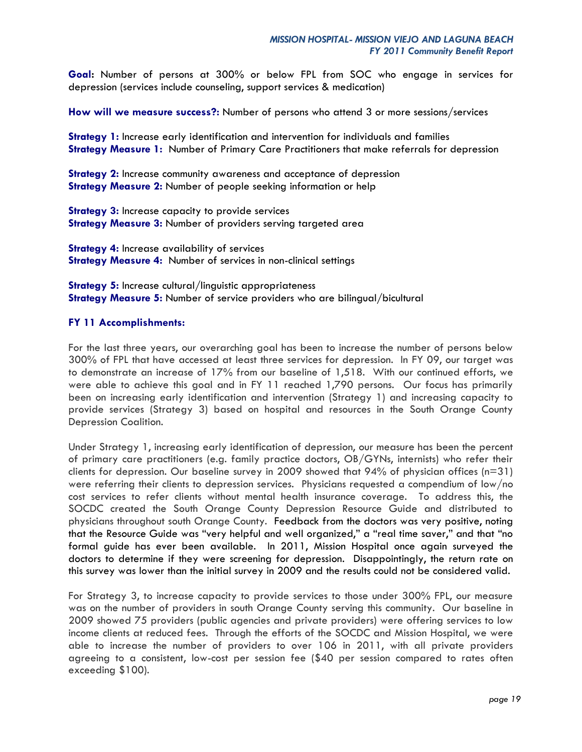**Goal:** Number of persons at 300% or below FPL from SOC who engage in services for depression (services include counseling, support services & medication)

**How will we measure success?:** Number of persons who attend 3 or more sessions/services

**Strategy 1:** Increase early identification and intervention for individuals and families
**Strategy Measure 1:** Number of Primary Care Practitioners that make referrals for depression

**Strategy 2:** Increase community awareness and acceptance of depression
**Strategy Measure 2:** Number of people seeking information or help

**Strategy 3:** Increase capacity to provide services
**Strategy Measure 3:** Number of providers serving targeted area

**Strategy 4:** Increase availability of services
**Strategy Measure 4:** Number of services in non-clinical settings

**Strategy 5:** Increase cultural/linguistic appropriateness
**Strategy Measure 5:** Number of service providers who are bilingual/bicultural

**FY 11 Accomplishments:**

For the last three years, our overarching goal has been to increase the number of persons below 300% of FPL that have accessed at least three services for depression. In FY 09, our target was to demonstrate an increase of 17% from our baseline of 1,518. With our continued efforts, we were able to achieve this goal and in FY 11 reached 1,790 persons. Our focus has primarily been on increasing early identification and intervention (Strategy 1) and increasing capacity to provide services (Strategy 3) based on hospital and resources in the South Orange County Depression Coalition.

Under Strategy 1, increasing early identification of depression, our measure has been the percent of primary care practitioners (e.g. family practice doctors, OB/GYNs, internists) who refer their clients for depression. Our baseline survey in 2009 showed that 94% of physician offices (n=31) were referring their clients to depression services. Physicians requested a compendium of low/no cost services to refer clients without mental health insurance coverage. To address this, the SOCDC created the South Orange County Depression Resource Guide and distributed to physicians throughout south Orange County. Feedback from the doctors was very positive, noting that the Resource Guide was "very helpful and well organized," a "real time saver," and that "no formal guide has ever been available. In 2011, Mission Hospital once again surveyed the doctors to determine if they were screening for depression. Disappointingly, the return rate on this survey was lower than the initial survey in 2009 and the results could not be considered valid.

For Strategy 3, to increase capacity to provide services to those under 300% FPL, our measure was on the number of providers in south Orange County serving this community. Our baseline in 2009 showed 75 providers (public agencies and private providers) were offering services to low income clients at reduced fees. Through the efforts of the SOCDC and Mission Hospital, we were able to increase the number of providers to over 106 in 2011, with all private providers agreeing to a consistent, low-cost per session fee ($40 per session compared to rates often exceeding $100).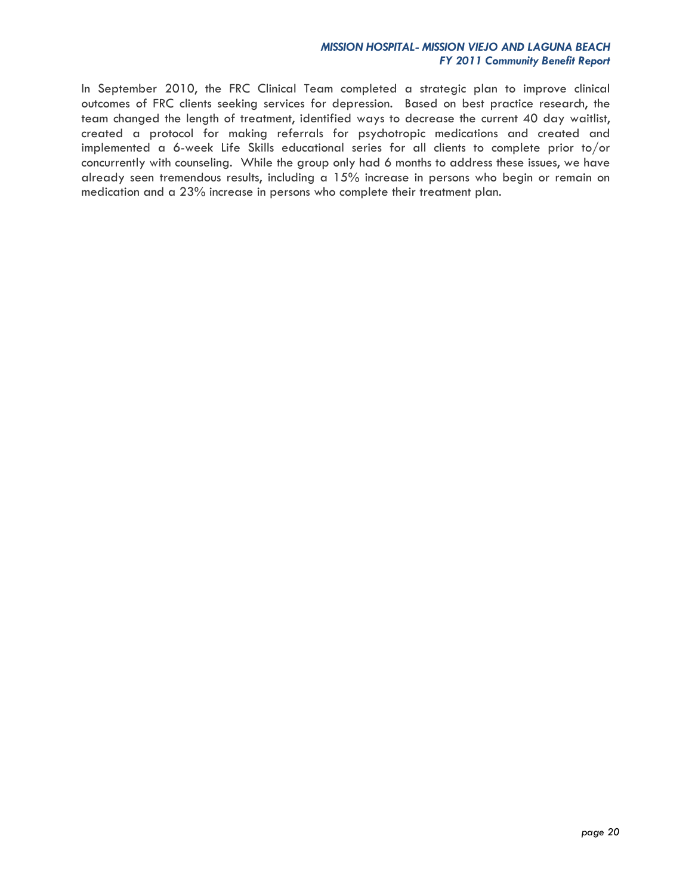In September 2010, the FRC Clinical Team completed a strategic plan to improve clinical outcomes of FRC clients seeking services for depression. Based on best practice research, the team changed the length of treatment, identified ways to decrease the current 40 day waitlist, created a protocol for making referrals for psychotropic medications and created and implemented a 6-week Life Skills educational series for all clients to complete prior to/or concurrently with counseling. While the group only had 6 months to address these issues, we have already seen tremendous results, including a 15% increase in persons who begin or remain on medication and a 23% increase in persons who complete their treatment plan.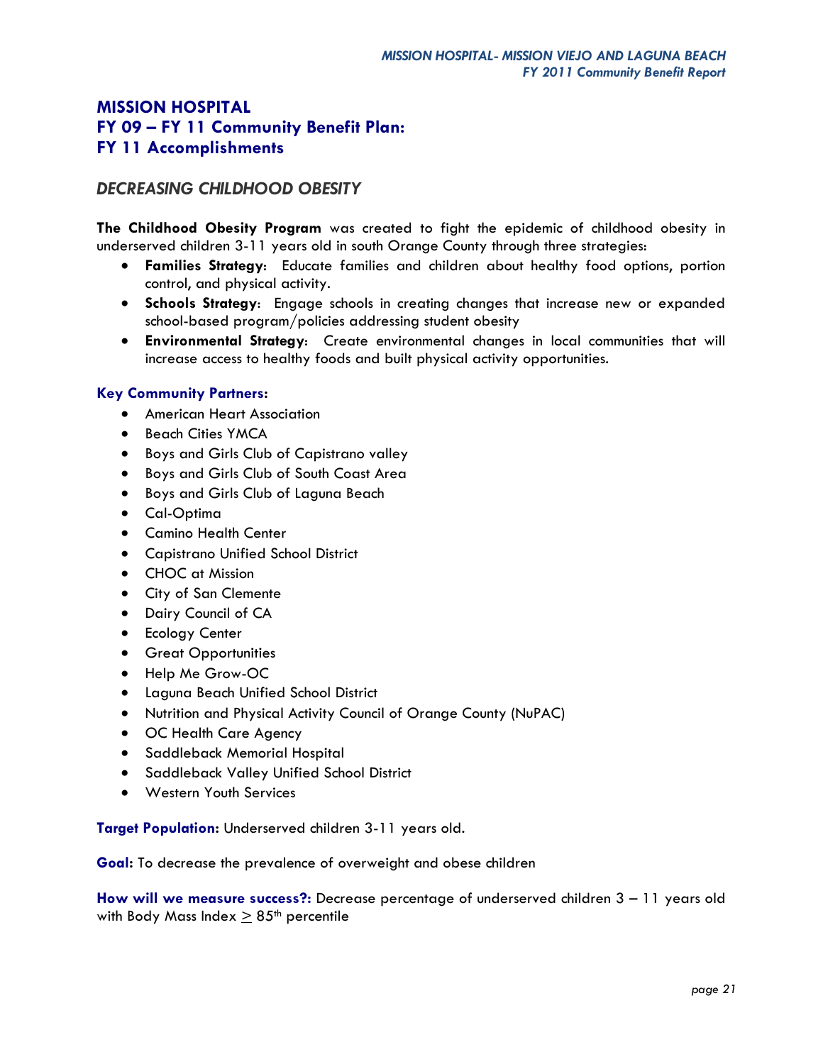# MISSION HOSPITAL
# FY 09 – FY 11 Community Benefit Plan:
# FY 11 Accomplishments

## *DECREASING CHILDHOOD OBESITY*

**The Childhood Obesity Program** was created to fight the epidemic of childhood obesity in underserved children 3-11 years old in south Orange County through three strategies:

- **Families Strategy**: Educate families and children about healthy food options, portion control, and physical activity.
- **Schools Strategy**: Engage schools in creating changes that increase new or expanded school-based program/policies addressing student obesity
- **Environmental Strategy**: Create environmental changes in local communities that will increase access to healthy foods and built physical activity opportunities.

**Key Community Partners:**

- American Heart Association
- Beach Cities YMCA
- Boys and Girls Club of Capistrano valley
- Boys and Girls Club of South Coast Area
- Boys and Girls Club of Laguna Beach
- Cal-Optima
- Camino Health Center
- Capistrano Unified School District
- CHOC at Mission
- City of San Clemente
- Dairy Council of CA
- Ecology Center
- Great Opportunities
- Help Me Grow-OC
- Laguna Beach Unified School District
- Nutrition and Physical Activity Council of Orange County (NuPAC)
- OC Health Care Agency
- Saddleback Memorial Hospital
- Saddleback Valley Unified School District
- Western Youth Services

**Target Population:** Underserved children 3-11 years old.

**Goal:** To decrease the prevalence of overweight and obese children

**How will we measure success?:** Decrease percentage of underserved children 3 – 11 years old with Body Mass Index $\geq$ 85th percentile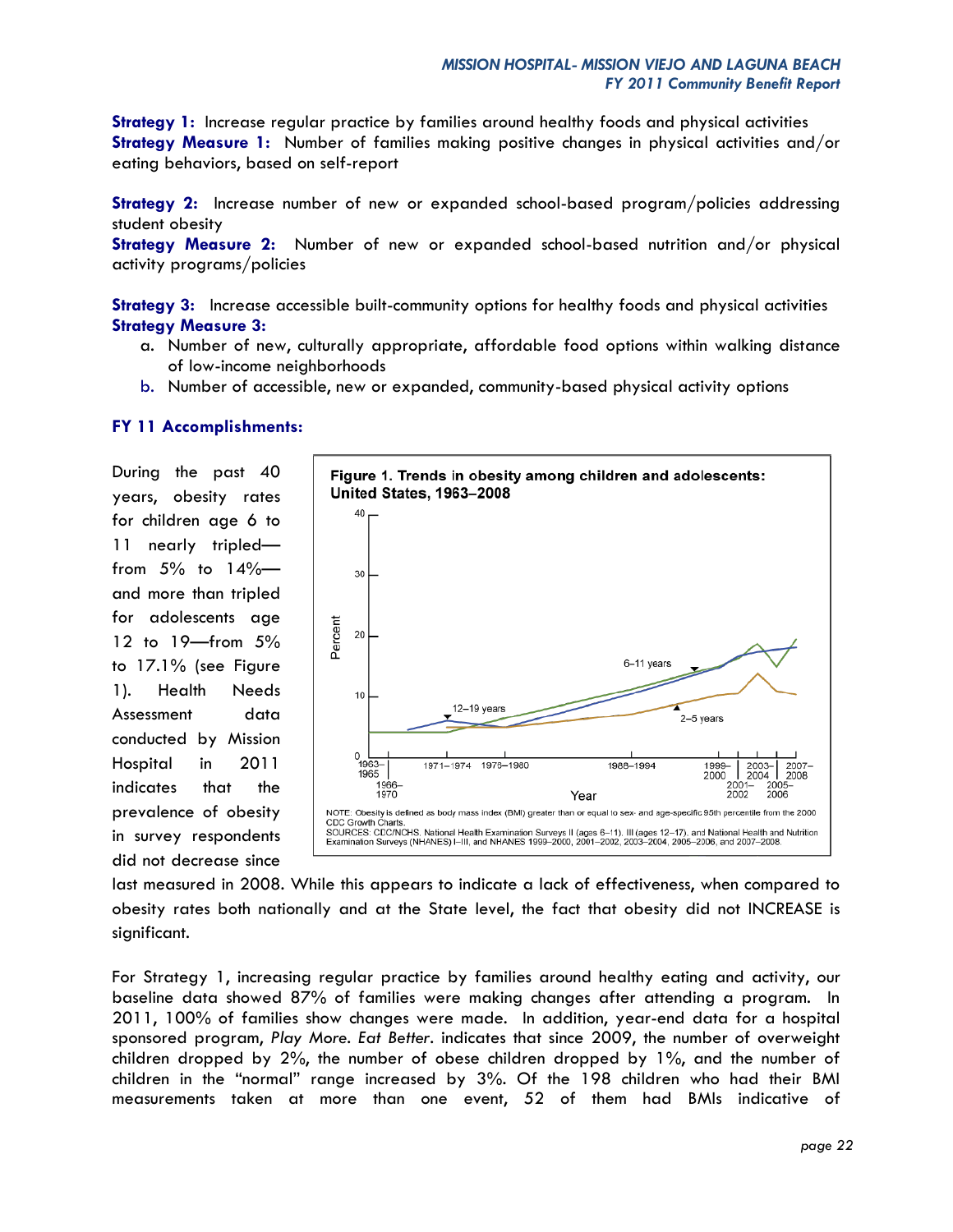**Strategy 1:** Increase regular practice by families around healthy foods and physical activities
**Strategy Measure 1:** Number of families making positive changes in physical activities and/or eating behaviors, based on self-report

**Strategy 2:** Increase number of new or expanded school-based program/policies addressing student obesity
**Strategy Measure 2:** Number of new or expanded school-based nutrition and/or physical activity programs/policies

**Strategy 3:** Increase accessible built-community options for healthy foods and physical activities
**Strategy Measure 3:**

a. Number of new, culturally appropriate, affordable food options within walking distance of low-income neighborhoods
b. Number of accessible, new or expanded, community-based physical activity options

### FY 11 Accomplishments:

During the past 40 years, obesity rates for children age 6 to 11 nearly tripled—from 5% to 14%—and more than tripled for adolescents age 12 to 19—from 5% to 17.1% (see Figure 1). Health Needs Assessment data conducted by Mission Hospital in 2011 indicates that the prevalence of obesity in survey respondents did not decrease since last measured in 2008. While this appears to indicate a lack of effectiveness, when compared to obesity rates both nationally and at the State level, the fact that obesity did not INCREASE is significant.

**Figure 1. Trends in obesity among children and adolescents: United States, 1963–2008**

NOTE: Obesity is defined as body mass index (BMI) greater than or equal to sex- and age-specific 95th percentile from the 2000 CDC Growth Charts.
SOURCES: CDC/NCHS, National Health Examination Surveys II (ages 6–11), III (ages 12–17), and National Health and Nutrition Examination Surveys (NHANES) I–III, and NHANES 1999–2000, 2001–2002, 2003–2004, 2005–2006, and 2007–2008.

For Strategy 1, increasing regular practice by families around healthy eating and activity, our baseline data showed 87% of families were making changes after attending a program. In 2011, 100% of families show changes were made. In addition, year-end data for a hospital sponsored program, *Play More. Eat Better.* indicates that since 2009, the number of overweight children dropped by 2%, the number of obese children dropped by 1%, and the number of children in the "normal" range increased by 3%. Of the 198 children who had their BMI measurements taken at more than one event, 52 of them had BMIs indicative of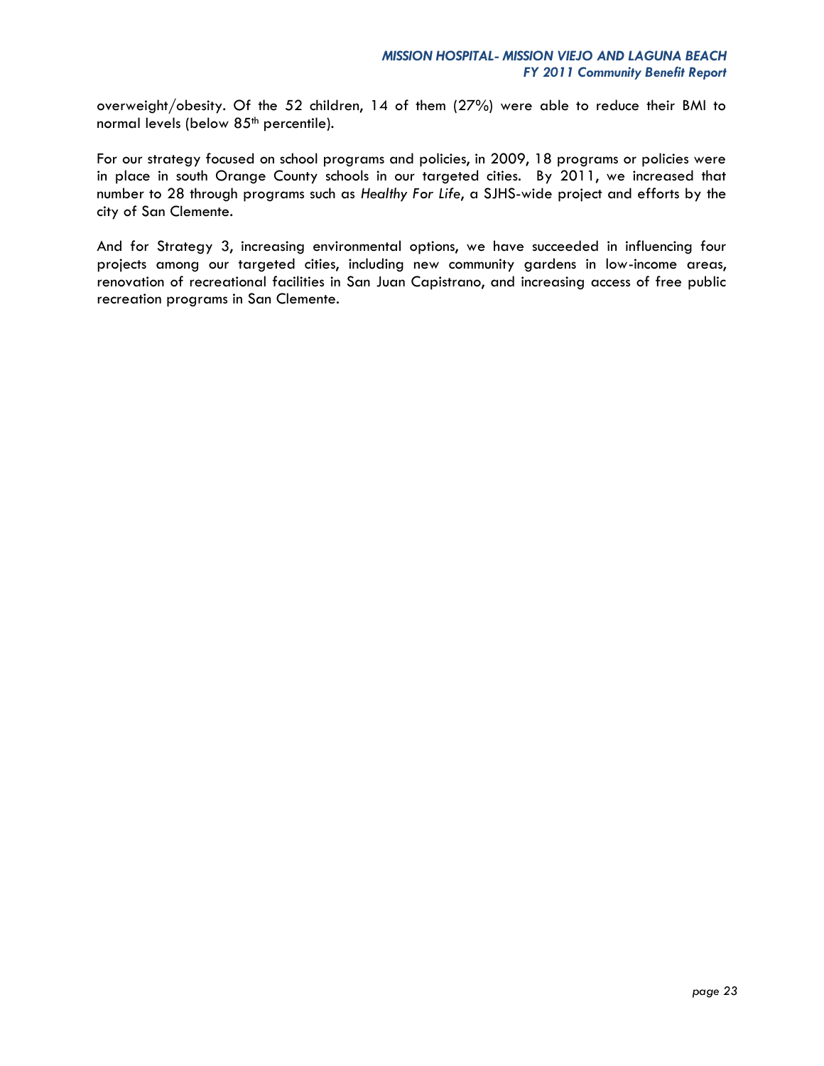overweight/obesity. Of the 52 children, 14 of them (27%) were able to reduce their BMI to normal levels (below 85th percentile).

For our strategy focused on school programs and policies, in 2009, 18 programs or policies were in place in south Orange County schools in our targeted cities. By 2011, we increased that number to 28 through programs such as *Healthy For Life*, a SJHS-wide project and efforts by the city of San Clemente.

And for Strategy 3, increasing environmental options, we have succeeded in influencing four projects among our targeted cities, including new community gardens in low-income areas, renovation of recreational facilities in San Juan Capistrano, and increasing access of free public recreation programs in San Clemente.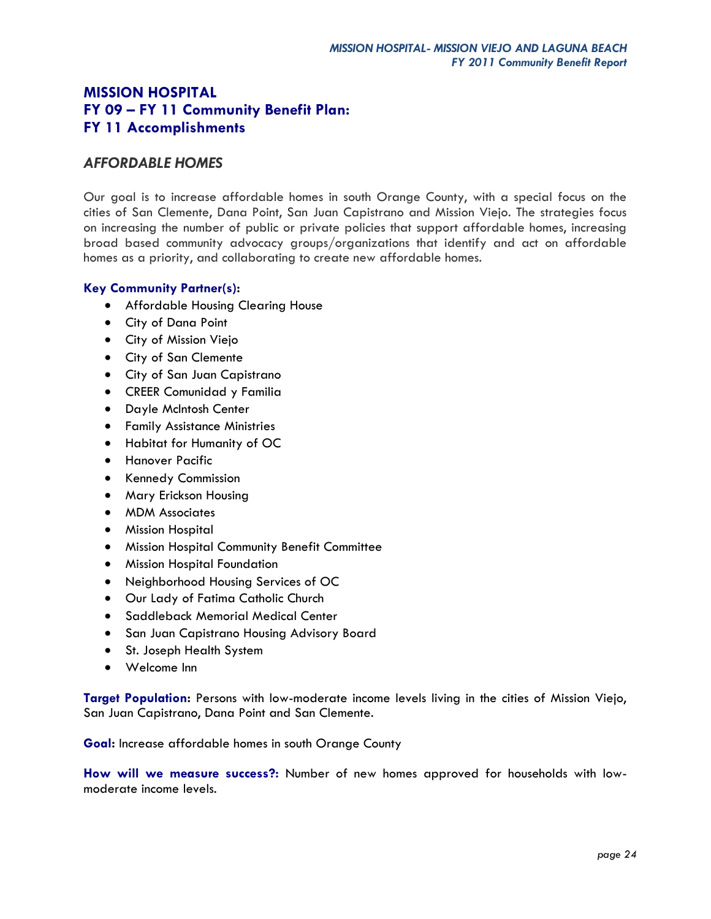# MISSION HOSPITAL
# FY 09 – FY 11 Community Benefit Plan:
# FY 11 Accomplishments

## *AFFORDABLE HOMES*

Our goal is to increase affordable homes in south Orange County, with a special focus on the cities of San Clemente, Dana Point, San Juan Capistrano and Mission Viejo. The strategies focus on increasing the number of public or private policies that support affordable homes, increasing broad based community advocacy groups/organizations that identify and act on affordable homes as a priority, and collaborating to create new affordable homes.

**Key Community Partner(s):**

- Affordable Housing Clearing House
- City of Dana Point
- City of Mission Viejo
- City of San Clemente
- City of San Juan Capistrano
- CREER Comunidad y Familia
- Dayle McIntosh Center
- Family Assistance Ministries
- Habitat for Humanity of OC
- Hanover Pacific
- Kennedy Commission
- Mary Erickson Housing
- MDM Associates
- Mission Hospital
- Mission Hospital Community Benefit Committee
- Mission Hospital Foundation
- Neighborhood Housing Services of OC
- Our Lady of Fatima Catholic Church
- Saddleback Memorial Medical Center
- San Juan Capistrano Housing Advisory Board
- St. Joseph Health System
- Welcome Inn

**Target Population:** Persons with low-moderate income levels living in the cities of Mission Viejo, San Juan Capistrano, Dana Point and San Clemente.

**Goal:** Increase affordable homes in south Orange County

**How will we measure success?:** Number of new homes approved for households with low-moderate income levels.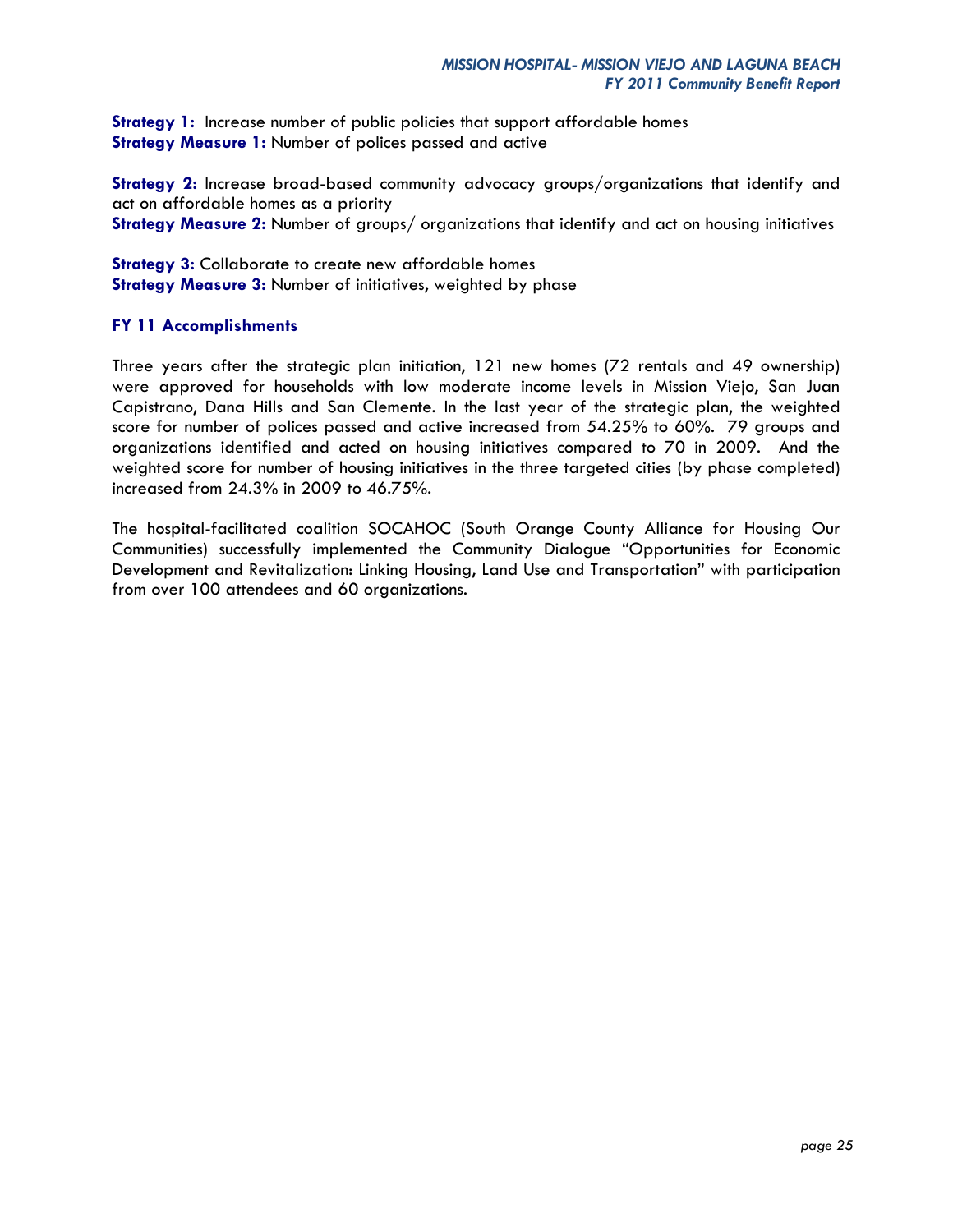**Strategy 1:** Increase number of public policies that support affordable homes
**Strategy Measure 1:** Number of polices passed and active

**Strategy 2:** Increase broad-based community advocacy groups/organizations that identify and act on affordable homes as a priority
**Strategy Measure 2:** Number of groups/ organizations that identify and act on housing initiatives

**Strategy 3:** Collaborate to create new affordable homes
**Strategy Measure 3:** Number of initiatives, weighted by phase

### FY 11 Accomplishments

Three years after the strategic plan initiation, 121 new homes (72 rentals and 49 ownership) were approved for households with low moderate income levels in Mission Viejo, San Juan Capistrano, Dana Hills and San Clemente. In the last year of the strategic plan, the weighted score for number of polices passed and active increased from 54.25% to 60%. 79 groups and organizations identified and acted on housing initiatives compared to 70 in 2009. And the weighted score for number of housing initiatives in the three targeted cities (by phase completed) increased from 24.3% in 2009 to 46.75%.

The hospital-facilitated coalition SOCAHOC (South Orange County Alliance for Housing Our Communities) successfully implemented the Community Dialogue "Opportunities for Economic Development and Revitalization: Linking Housing, Land Use and Transportation" with participation from over 100 attendees and 60 organizations.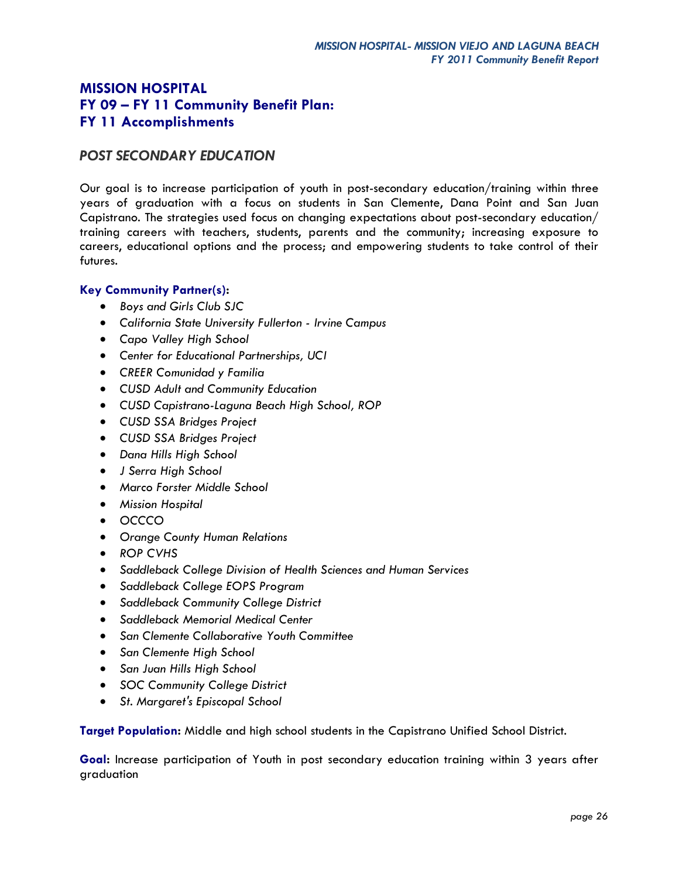## MISSION HOSPITAL
## FY 09 – FY 11 Community Benefit Plan:
## FY 11 Accomplishments

### *POST SECONDARY EDUCATION*

Our goal is to increase participation of youth in post-secondary education/training within three years of graduation with a focus on students in San Clemente, Dana Point and San Juan Capistrano. The strategies used focus on changing expectations about post-secondary education/ training careers with teachers, students, parents and the community; increasing exposure to careers, educational options and the process; and empowering students to take control of their futures.

**Key Community Partner(s):**

- *Boys and Girls Club SJC*
- *California State University Fullerton - Irvine Campus*
- *Capo Valley High School*
- *Center for Educational Partnerships, UCI*
- *CREER Comunidad y Familia*
- *CUSD Adult and Community Education*
- *CUSD Capistrano-Laguna Beach High School, ROP*
- *CUSD SSA Bridges Project*
- *CUSD SSA Bridges Project*
- *Dana Hills High School*
- *J Serra High School*
- *Marco Forster Middle School*
- *Mission Hospital*
- *OCCCO*
- *Orange County Human Relations*
- *ROP CVHS*
- *Saddleback College Division of Health Sciences and Human Services*
- *Saddleback College EOPS Program*
- *Saddleback Community College District*
- *Saddleback Memorial Medical Center*
- *San Clemente Collaborative Youth Committee*
- *San Clemente High School*
- *San Juan Hills High School*
- *SOC Community College District*
- *St. Margaret's Episcopal School*

**Target Population:** Middle and high school students in the Capistrano Unified School District.

**Goal:** Increase participation of Youth in post secondary education training within 3 years after graduation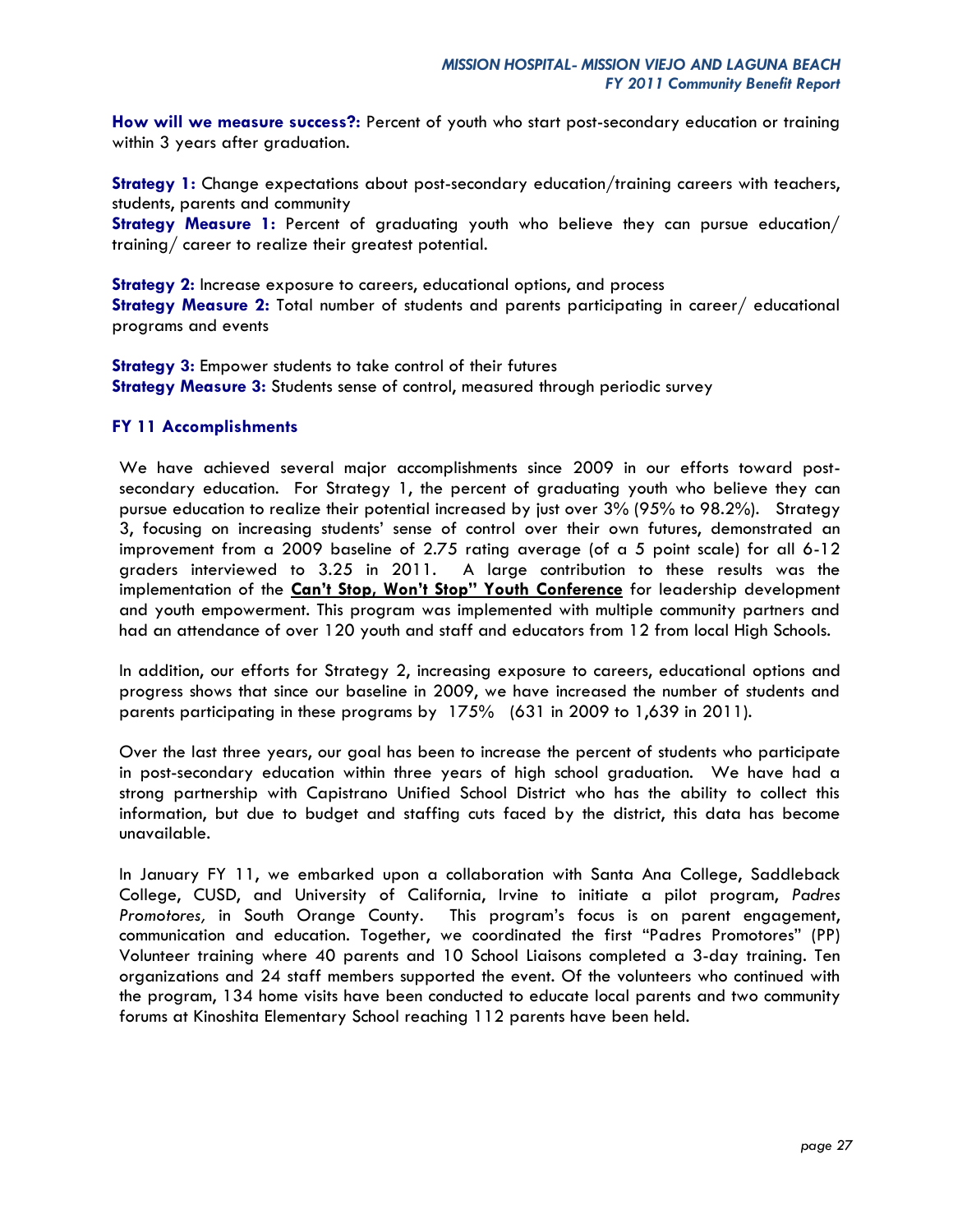**How will we measure success?:** Percent of youth who start post-secondary education or training within 3 years after graduation.

**Strategy 1:** Change expectations about post-secondary education/training careers with teachers, students, parents and community
**Strategy Measure 1:** Percent of graduating youth who believe they can pursue education/ training/ career to realize their greatest potential.

**Strategy 2:** Increase exposure to careers, educational options, and process
**Strategy Measure 2:** Total number of students and parents participating in career/ educational programs and events

**Strategy 3:** Empower students to take control of their futures
**Strategy Measure 3:** Students sense of control, measured through periodic survey

### FY 11 Accomplishments

We have achieved several major accomplishments since 2009 in our efforts toward post-secondary education. For Strategy 1, the percent of graduating youth who believe they can pursue education to realize their potential increased by just over 3% (95% to 98.2%). Strategy 3, focusing on increasing students' sense of control over their own futures, demonstrated an improvement from a 2009 baseline of 2.75 rating average (of a 5 point scale) for all 6-12 graders interviewed to 3.25 in 2011. A large contribution to these results was the implementation of the **Can't Stop, Won't Stop" Youth Conference** for leadership development and youth empowerment. This program was implemented with multiple community partners and had an attendance of over 120 youth and staff and educators from 12 from local High Schools.

In addition, our efforts for Strategy 2, increasing exposure to careers, educational options and progress shows that since our baseline in 2009, we have increased the number of students and parents participating in these programs by 175% (631 in 2009 to 1,639 in 2011).

Over the last three years, our goal has been to increase the percent of students who participate in post-secondary education within three years of high school graduation. We have had a strong partnership with Capistrano Unified School District who has the ability to collect this information, but due to budget and staffing cuts faced by the district, this data has become unavailable.

In January FY 11, we embarked upon a collaboration with Santa Ana College, Saddleback College, CUSD, and University of California, Irvine to initiate a pilot program, *Padres Promotores,* in South Orange County. This program's focus is on parent engagement, communication and education. Together, we coordinated the first "Padres Promotores" (PP) Volunteer training where 40 parents and 10 School Liaisons completed a 3-day training. Ten organizations and 24 staff members supported the event. Of the volunteers who continued with the program, 134 home visits have been conducted to educate local parents and two community forums at Kinoshita Elementary School reaching 112 parents have been held.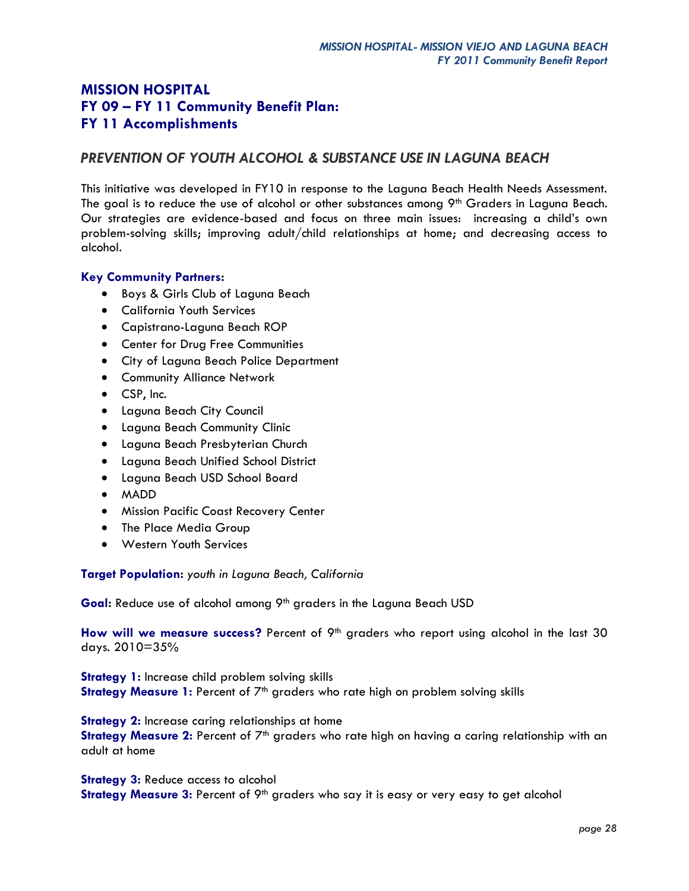# MISSION HOSPITAL
# FY 09 – FY 11 Community Benefit Plan:
# FY 11 Accomplishments

## *PREVENTION OF YOUTH ALCOHOL & SUBSTANCE USE IN LAGUNA BEACH*

This initiative was developed in FY10 in response to the Laguna Beach Health Needs Assessment. The goal is to reduce the use of alcohol or other substances among 9th Graders in Laguna Beach. Our strategies are evidence-based and focus on three main issues: increasing a child's own problem-solving skills; improving adult/child relationships at home; and decreasing access to alcohol.

**Key Community Partners:**

- Boys & Girls Club of Laguna Beach
- California Youth Services
- Capistrano-Laguna Beach ROP
- Center for Drug Free Communities
- City of Laguna Beach Police Department
- Community Alliance Network
- CSP, Inc.
- Laguna Beach City Council
- Laguna Beach Community Clinic
- Laguna Beach Presbyterian Church
- Laguna Beach Unified School District
- Laguna Beach USD School Board
- MADD
- Mission Pacific Coast Recovery Center
- The Place Media Group
- Western Youth Services

**Target Population:** *youth in Laguna Beach, California*

**Goal:** Reduce use of alcohol among 9th graders in the Laguna Beach USD

**How will we measure success?** Percent of 9th graders who report using alcohol in the last 30 days. 2010=35%

**Strategy 1:** Increase child problem solving skills
**Strategy Measure 1:** Percent of 7th graders who rate high on problem solving skills

**Strategy 2:** Increase caring relationships at home
**Strategy Measure 2:** Percent of 7th graders who rate high on having a caring relationship with an adult at home

**Strategy 3:** Reduce access to alcohol
**Strategy Measure 3:** Percent of 9th graders who say it is easy or very easy to get alcohol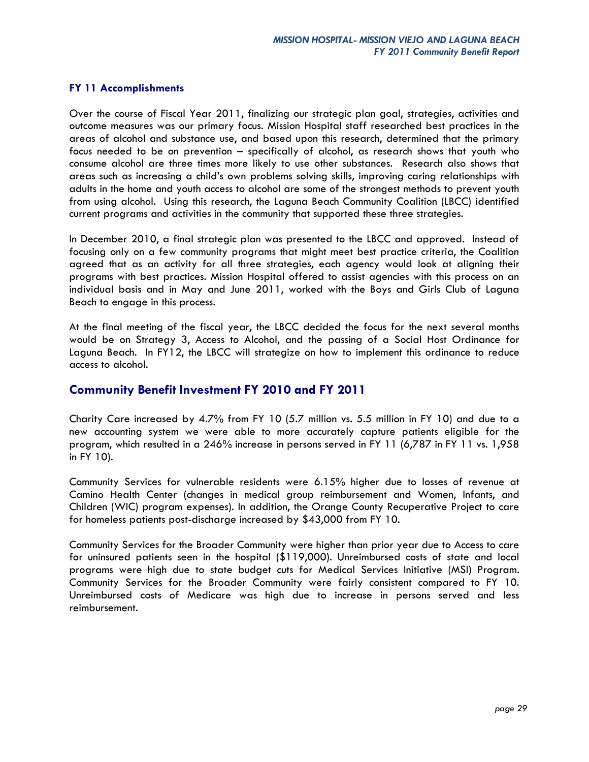### FY 11 Accomplishments

Over the course of Fiscal Year 2011, finalizing our strategic plan goal, strategies, activities and outcome measures was our primary focus. Mission Hospital staff researched best practices in the areas of alcohol and substance use, and based upon this research, determined that the primary focus needed to be on prevention – specifically of alcohol, as research shows that youth who consume alcohol are three times more likely to use other substances. Research also shows that areas such as increasing a child's own problems solving skills, improving caring relationships with adults in the home and youth access to alcohol are some of the strongest methods to prevent youth from using alcohol. Using this research, the Laguna Beach Community Coalition (LBCC) identified current programs and activities in the community that supported these three strategies.

In December 2010, a final strategic plan was presented to the LBCC and approved. Instead of focusing only on a few community programs that might meet best practice criteria, the Coalition agreed that as an activity for all three strategies, each agency would look at aligning their programs with best practices. Mission Hospital offered to assist agencies with this process on an individual basis and in May and June 2011, worked with the Boys and Girls Club of Laguna Beach to engage in this process.

At the final meeting of the fiscal year, the LBCC decided the focus for the next several months would be on Strategy 3, Access to Alcohol, and the passing of a Social Host Ordinance for Laguna Beach. In FY12, the LBCC will strategize on how to implement this ordinance to reduce access to alcohol.

## Community Benefit Investment FY 2010 and FY 2011

Charity Care increased by 4.7% from FY 10 (5.7 million vs. 5.5 million in FY 10) and due to a new accounting system we were able to more accurately capture patients eligible for the program, which resulted in a 246% increase in persons served in FY 11 (6,787 in FY 11 vs. 1,958 in FY 10).

Community Services for vulnerable residents were 6.15% higher due to losses of revenue at Camino Health Center (changes in medical group reimbursement and Women, Infants, and Children (WIC) program expenses). In addition, the Orange County Recuperative Project to care for homeless patients post-discharge increased by $43,000 from FY 10.

Community Services for the Broader Community were higher than prior year due to Access to care for uninsured patients seen in the hospital ($119,000). Unreimbursed costs of state and local programs were high due to state budget cuts for Medical Services Initiative (MSI) Program. Community Services for the Broader Community were fairly consistent compared to FY 10. Unreimbursed costs of Medicare was high due to increase in persons served and less reimbursement.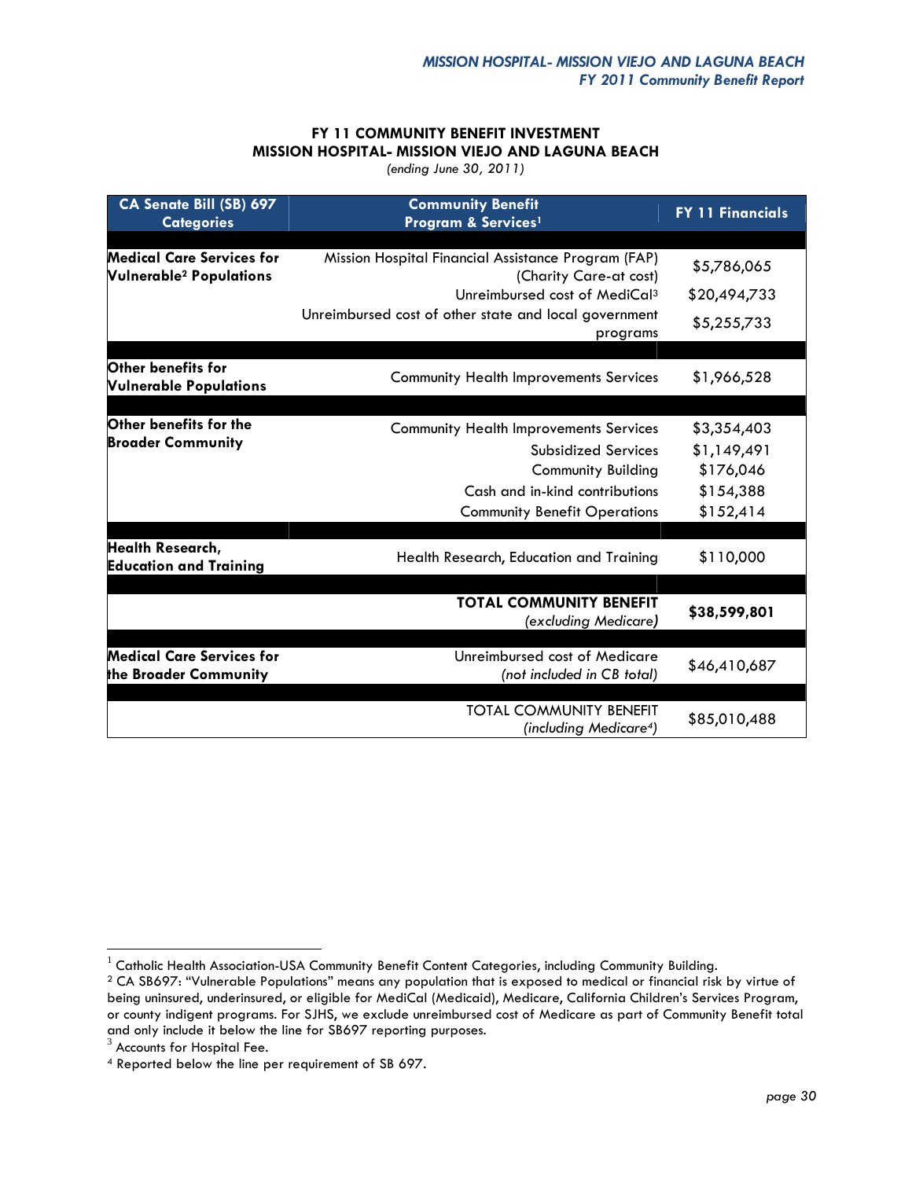## FY 11 COMMUNITY BENEFIT INVESTMENT
## MISSION HOSPITAL- MISSION VIEJO AND LAGUNA BEACH

*(ending June 30, 2011)*

| CA Senate Bill (SB) 697 Categories | Community Benefit Program & Services[1] | FY 11 Financials |
|---|---|---|
| **Medical Care Services for Vulnerable[2] Populations** | Mission Hospital Financial Assistance Program (FAP) (Charity Care-at cost) | $5,786,065 |
| | Unreimbursed cost of MediCal[3] | $20,494,733 |
| | Unreimbursed cost of other state and local government programs | $5,255,733 |
| **Other benefits for Vulnerable Populations** | Community Health Improvements Services | $1,966,528 |
| **Other benefits for the Broader Community** | Community Health Improvements Services | $3,354,403 |
| | Subsidized Services | $1,149,491 |
| | Community Building | $176,046 |
| | Cash and in-kind contributions | $154,388 |
| | Community Benefit Operations | $152,414 |
| **Health Research, Education and Training** | Health Research, Education and Training | $110,000 |
| | **TOTAL COMMUNITY BENEFIT** *(excluding Medicare)* | **$38,599,801** |
| **Medical Care Services for the Broader Community** | Unreimbursed cost of Medicare *(not included in CB total)* | $46,410,687 |
| | TOTAL COMMUNITY BENEFIT *(including Medicare[4])* | $85,010,488 |

[1] Catholic Health Association-USA Community Benefit Content Categories, including Community Building.

[2] CA SB697: "Vulnerable Populations" means any population that is exposed to medical or financial risk by virtue of being uninsured, underinsured, or eligible for MediCal (Medicaid), Medicare, California Children's Services Program, or county indigent programs. For SJHS, we exclude unreimbursed cost of Medicare as part of Community Benefit total and only include it below the line for SB697 reporting purposes.

[3] Accounts for Hospital Fee.

[4] Reported below the line per requirement of SB 697.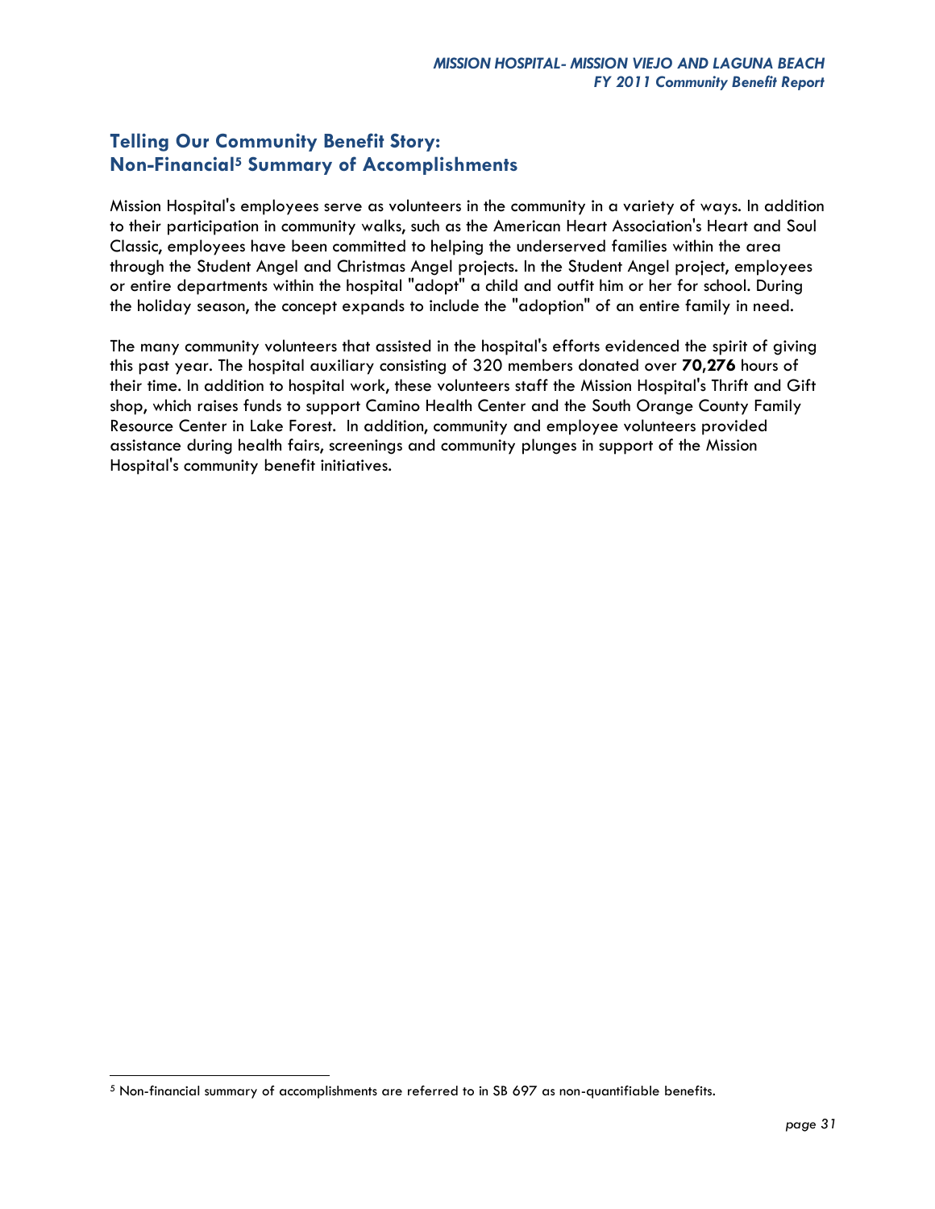## Telling Our Community Benefit Story: Non-Financial[5] Summary of Accomplishments

Mission Hospital's employees serve as volunteers in the community in a variety of ways. In addition to their participation in community walks, such as the American Heart Association's Heart and Soul Classic, employees have been committed to helping the underserved families within the area through the Student Angel and Christmas Angel projects. In the Student Angel project, employees or entire departments within the hospital "adopt" a child and outfit him or her for school. During the holiday season, the concept expands to include the "adoption" of an entire family in need.

The many community volunteers that assisted in the hospital's efforts evidenced the spirit of giving this past year. The hospital auxiliary consisting of 320 members donated over **70,276** hours of their time. In addition to hospital work, these volunteers staff the Mission Hospital's Thrift and Gift shop, which raises funds to support Camino Health Center and the South Orange County Family Resource Center in Lake Forest. In addition, community and employee volunteers provided assistance during health fairs, screenings and community plunges in support of the Mission Hospital's community benefit initiatives.

[5] Non-financial summary of accomplishments are referred to in SB 697 as non-quantifiable benefits.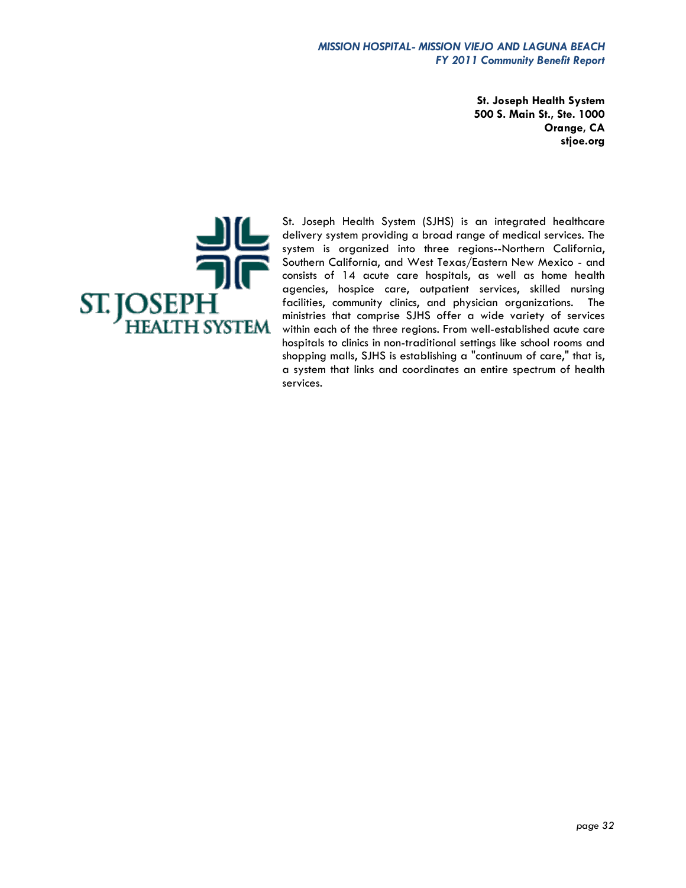**St. Joseph Health System**
**500 S. Main St., Ste. 1000**
**Orange, CA**
**stjoe.org**

ST. JOSEPH HEALTH SYSTEM

St. Joseph Health System (SJHS) is an integrated healthcare delivery system providing a broad range of medical services. The system is organized into three regions--Northern California, Southern California, and West Texas/Eastern New Mexico - and consists of 14 acute care hospitals, as well as home health agencies, hospice care, outpatient services, skilled nursing facilities, community clinics, and physician organizations. The ministries that comprise SJHS offer a wide variety of services within each of the three regions. From well-established acute care hospitals to clinics in non-traditional settings like school rooms and shopping malls, SJHS is establishing a "continuum of care," that is, a system that links and coordinates an entire spectrum of health services.